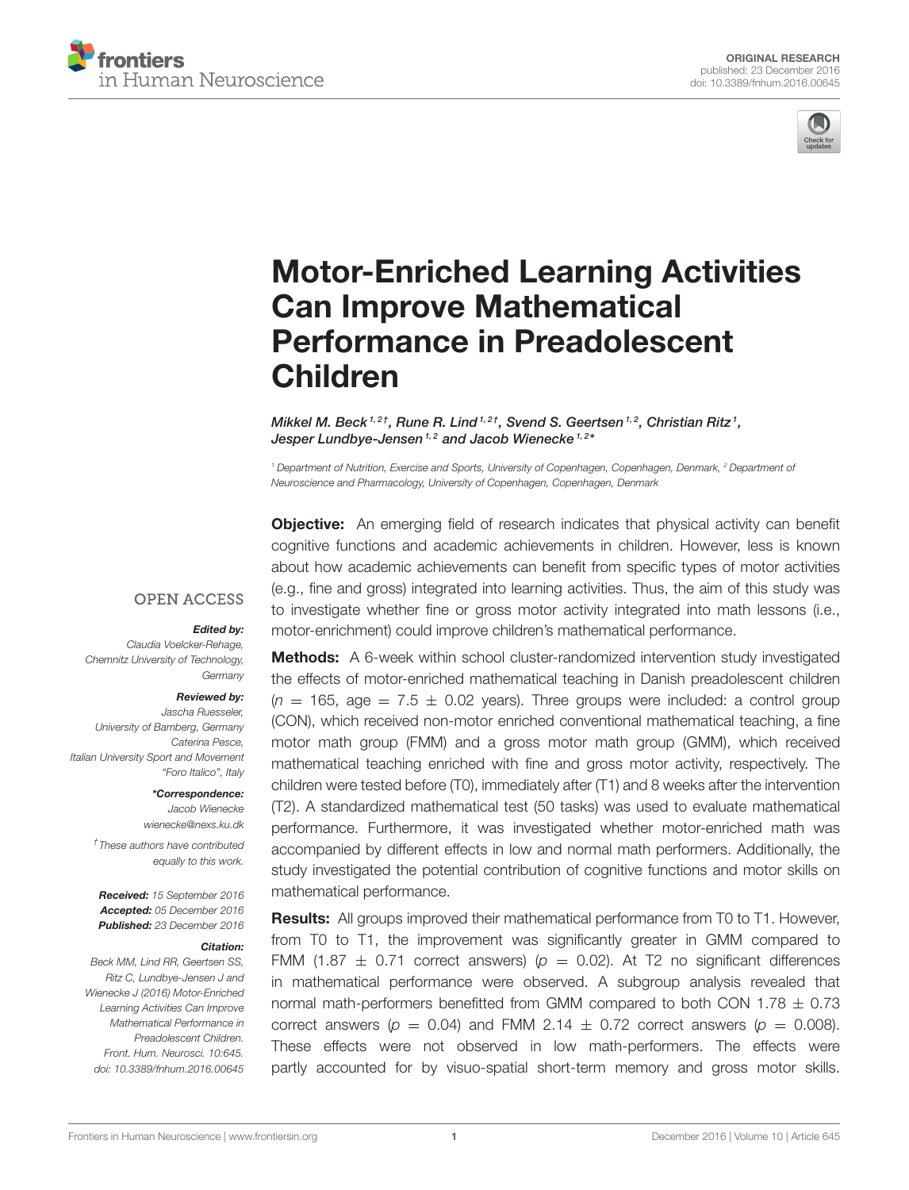ORIGINAL RESEARCH
published: 23 December 2016
doi: 10.3389/fnhum.2016.00645

# Motor-Enriched Learning Activities Can Improve Mathematical Performance in Preadolescent Children

*Mikkel M. Beck[1,2†], Rune R. Lind[1,2†], Svend S. Geertsen[1,2], Christian Ritz[1], Jesper Lundbye-Jensen[1,2] and Jacob Wienecke[1,2*]*

[1] Department of Nutrition, Exercise and Sports, University of Copenhagen, Copenhagen, Denmark, [2] Department of Neuroscience and Pharmacology, University of Copenhagen, Copenhagen, Denmark

OPEN ACCESS

***Edited by:***
Claudia Voelcker-Rehage, Chemnitz University of Technology, Germany

***Reviewed by:***
Jascha Ruesseler, University of Bamberg, Germany
Caterina Pesce, Italian University Sport and Movement "Foro Italico", Italy

***\*Correspondence:***
Jacob Wienecke
wienecke@nexs.ku.dk

† These authors have contributed equally to this work.

**Received:** 15 September 2016
**Accepted:** 05 December 2016
**Published:** 23 December 2016

**Citation:**
Beck MM, Lind RR, Geertsen SS, Ritz C, Lundbye-Jensen J and Wienecke J (2016) Motor-Enriched Learning Activities Can Improve Mathematical Performance in Preadolescent Children. Front. Hum. Neurosci. 10:645. doi: 10.3389/fnhum.2016.00645

**Objective:** An emerging field of research indicates that physical activity can benefit cognitive functions and academic achievements in children. However, less is known about how academic achievements can benefit from specific types of motor activities (e.g., fine and gross) integrated into learning activities. Thus, the aim of this study was to investigate whether fine or gross motor activity integrated into math lessons (i.e., motor-enrichment) could improve children's mathematical performance.

**Methods:** A 6-week within school cluster-randomized intervention study investigated the effects of motor-enriched mathematical teaching in Danish preadolescent children ($n = 165$, age $= 7.5 \pm 0.02$ years). Three groups were included: a control group (CON), which received non-motor enriched conventional mathematical teaching, a fine motor math group (FMM) and a gross motor math group (GMM), which received mathematical teaching enriched with fine and gross motor activity, respectively. The children were tested before (T0), immediately after (T1) and 8 weeks after the intervention (T2). A standardized mathematical test (50 tasks) was used to evaluate mathematical performance. Furthermore, it was investigated whether motor-enriched math was accompanied by different effects in low and normal math performers. Additionally, the study investigated the potential contribution of cognitive functions and motor skills on mathematical performance.

**Results:** All groups improved their mathematical performance from T0 to T1. However, from T0 to T1, the improvement was significantly greater in GMM compared to FMM ($1.87 \pm 0.71$ correct answers) ($p = 0.02$). At T2 no significant differences in mathematical performance were observed. A subgroup analysis revealed that normal math-performers benefitted from GMM compared to both CON $1.78 \pm 0.73$ correct answers ($p = 0.04$) and FMM $2.14 \pm 0.72$ correct answers ($p = 0.008$). These effects were not observed in low math-performers. The effects were partly accounted for by visuo-spatial short-term memory and gross motor skills.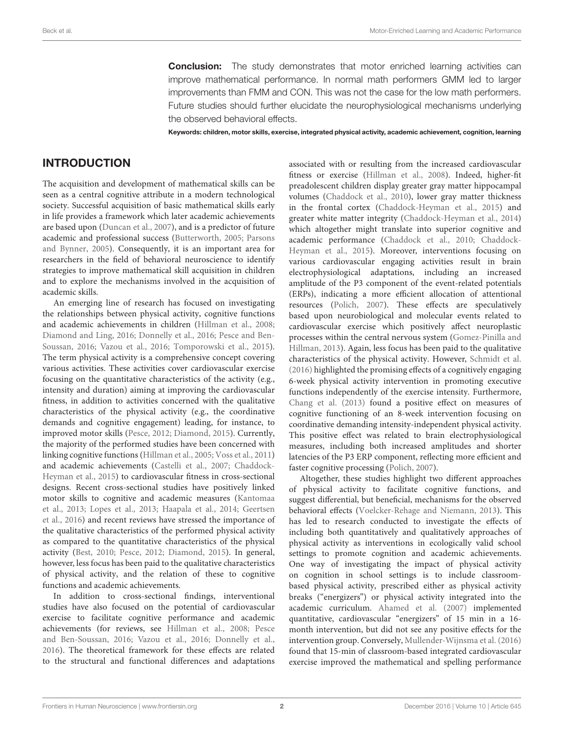**Conclusion:** The study demonstrates that motor enriched learning activities can improve mathematical performance. In normal math performers GMM led to larger improvements than FMM and CON. This was not the case for the low math performers. Future studies should further elucidate the neurophysiological mechanisms underlying the observed behavioral effects.

**Keywords: children, motor skills, exercise, integrated physical activity, academic achievement, cognition, learning**

## INTRODUCTION

The acquisition and development of mathematical skills can be seen as a central cognitive attribute in a modern technological society. Successful acquisition of basic mathematical skills early in life provides a framework which later academic achievements are based upon (Duncan et al., 2007), and is a predictor of future academic and professional success (Butterworth, 2005; Parsons and Bynner, 2005). Consequently, it is an important area for researchers in the field of behavioral neuroscience to identify strategies to improve mathematical skill acquisition in children and to explore the mechanisms involved in the acquisition of academic skills.

An emerging line of research has focused on investigating the relationships between physical activity, cognitive functions and academic achievements in children (Hillman et al., 2008; Diamond and Ling, 2016; Donnelly et al., 2016; Pesce and Ben-Soussan, 2016; Vazou et al., 2016; Tomporowski et al., 2015). The term physical activity is a comprehensive concept covering various activities. These activities cover cardiovascular exercise focusing on the quantitative characteristics of the activity (e.g., intensity and duration) aiming at improving the cardiovascular fitness, in addition to activities concerned with the qualitative characteristics of the physical activity (e.g., the coordinative demands and cognitive engagement) leading, for instance, to improved motor skills (Pesce, 2012; Diamond, 2015). Currently, the majority of the performed studies have been concerned with linking cognitive functions (Hillman et al., 2005; Voss et al., 2011) and academic achievements (Castelli et al., 2007; Chaddock-Heyman et al., 2015) to cardiovascular fitness in cross-sectional designs. Recent cross-sectional studies have positively linked motor skills to cognitive and academic measures (Kantomaa et al., 2013; Lopes et al., 2013; Haapala et al., 2014; Geertsen et al., 2016) and recent reviews have stressed the importance of the qualitative characteristics of the performed physical activity as compared to the quantitative characteristics of the physical activity (Best, 2010; Pesce, 2012; Diamond, 2015). In general, however, less focus has been paid to the qualitative characteristics of physical activity, and the relation of these to cognitive functions and academic achievements.

In addition to cross-sectional findings, interventional studies have also focused on the potential of cardiovascular exercise to facilitate cognitive performance and academic achievements (for reviews, see Hillman et al., 2008; Pesce and Ben-Soussan, 2016; Vazou et al., 2016; Donnelly et al., 2016). The theoretical framework for these effects are related to the structural and functional differences and adaptations associated with or resulting from the increased cardiovascular fitness or exercise (Hillman et al., 2008). Indeed, higher-fit preadolescent children display greater gray matter hippocampal volumes (Chaddock et al., 2010), lower gray matter thickness in the frontal cortex (Chaddock-Heyman et al., 2015) and greater white matter integrity (Chaddock-Heyman et al., 2014) which altogether might translate into superior cognitive and academic performance (Chaddock et al., 2010; Chaddock-Heyman et al., 2015). Moreover, interventions focusing on various cardiovascular engaging activities result in brain electrophysiological adaptations, including an increased amplitude of the P3 component of the event-related potentials (ERPs), indicating a more efficient allocation of attentional resources (Polich, 2007). These effects are speculatively based upon neurobiological and molecular events related to cardiovascular exercise which positively affect neuroplastic processes within the central nervous system (Gomez-Pinilla and Hillman, 2013). Again, less focus has been paid to the qualitative characteristics of the physical activity. However, Schmidt et al. (2016) highlighted the promising effects of a cognitively engaging 6-week physical activity intervention in promoting executive functions independently of the exercise intensity. Furthermore, Chang et al. (2013) found a positive effect on measures of cognitive functioning of an 8-week intervention focusing on coordinative demanding intensity-independent physical activity. This positive effect was related to brain electrophysiological measures, including both increased amplitudes and shorter latencies of the P3 ERP component, reflecting more efficient and faster cognitive processing (Polich, 2007).

Altogether, these studies highlight two different approaches of physical activity to facilitate cognitive functions, and suggest differential, but beneficial, mechanisms for the observed behavioral effects (Voelcker-Rehage and Niemann, 2013). This has led to research conducted to investigate the effects of including both quantitatively and qualitatively approaches of physical activity as interventions in ecologically valid school settings to promote cognition and academic achievements. One way of investigating the impact of physical activity on cognition in school settings is to include classroom-based physical activity, prescribed either as physical activity breaks ("energizers") or physical activity integrated into the academic curriculum. Ahamed et al. (2007) implemented quantitative, cardiovascular "energizers" of 15 min in a 16-month intervention, but did not see any positive effects for the intervention group. Conversely, Mullender-Wijnsma et al. (2016) found that 15-min of classroom-based integrated cardiovascular exercise improved the mathematical and spelling performance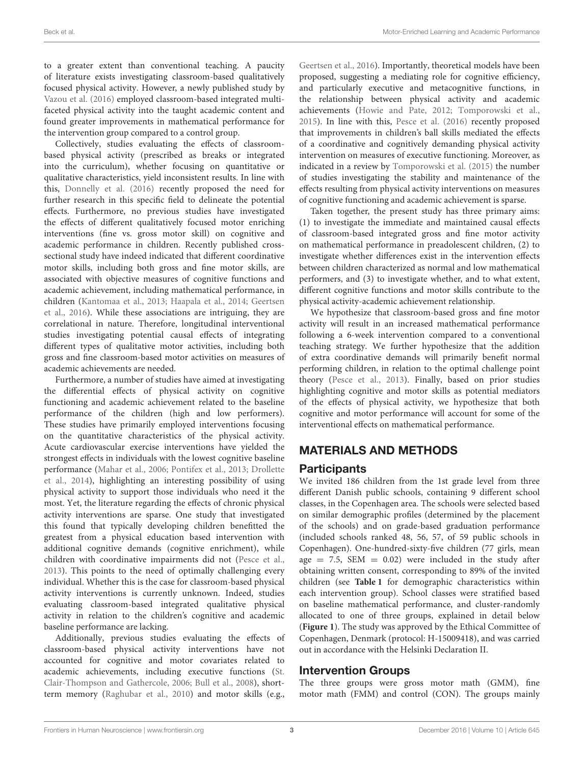to a greater extent than conventional teaching. A paucity of literature exists investigating classroom-based qualitatively focused physical activity. However, a newly published study by Vazou et al. (2016) employed classroom-based integrated multi-faceted physical activity into the taught academic content and found greater improvements in mathematical performance for the intervention group compared to a control group.

Collectively, studies evaluating the effects of classroom-based physical activity (prescribed as breaks or integrated into the curriculum), whether focusing on quantitative or qualitative characteristics, yield inconsistent results. In line with this, Donnelly et al. (2016) recently proposed the need for further research in this specific field to delineate the potential effects. Furthermore, no previous studies have investigated the effects of different qualitatively focused motor enriching interventions (fine vs. gross motor skill) on cognitive and academic performance in children. Recently published cross-sectional study have indeed indicated that different coordinative motor skills, including both gross and fine motor skills, are associated with objective measures of cognitive functions and academic achievement, including mathematical performance, in children (Kantomaa et al., 2013; Haapala et al., 2014; Geertsen et al., 2016). While these associations are intriguing, they are correlational in nature. Therefore, longitudinal interventional studies investigating potential causal effects of integrating different types of qualitative motor activities, including both gross and fine classroom-based motor activities on measures of academic achievements are needed.

Furthermore, a number of studies have aimed at investigating the differential effects of physical activity on cognitive functioning and academic achievement related to the baseline performance of the children (high and low performers). These studies have primarily employed interventions focusing on the quantitative characteristics of the physical activity. Acute cardiovascular exercise interventions have yielded the strongest effects in individuals with the lowest cognitive baseline performance (Mahar et al., 2006; Pontifex et al., 2013; Drollette et al., 2014), highlighting an interesting possibility of using physical activity to support those individuals who need it the most. Yet, the literature regarding the effects of chronic physical activity interventions are sparse. One study that investigated this found that typically developing children benefitted the greatest from a physical education based intervention with additional cognitive demands (cognitive enrichment), while children with coordinative impairments did not (Pesce et al., 2013). This points to the need of optimally challenging every individual. Whether this is the case for classroom-based physical activity interventions is currently unknown. Indeed, studies evaluating classroom-based integrated qualitative physical activity in relation to the children's cognitive and academic baseline performance are lacking.

Additionally, previous studies evaluating the effects of classroom-based physical activity interventions have not accounted for cognitive and motor covariates related to academic achievements, including executive functions (St. Clair-Thompson and Gathercole, 2006; Bull et al., 2008), short-term memory (Raghubar et al., 2010) and motor skills (e.g., Geertsen et al., 2016). Importantly, theoretical models have been proposed, suggesting a mediating role for cognitive efficiency, and particularly executive and metacognitive functions, in the relationship between physical activity and academic achievements (Howie and Pate, 2012; Tomporowski et al., 2015). In line with this, Pesce et al. (2016) recently proposed that improvements in children's ball skills mediated the effects of a coordinative and cognitively demanding physical activity intervention on measures of executive functioning. Moreover, as indicated in a review by Tomporowski et al. (2015) the number of studies investigating the stability and maintenance of the effects resulting from physical activity interventions on measures of cognitive functioning and academic achievement is sparse.

Taken together, the present study has three primary aims: (1) to investigate the immediate and maintained causal effects of classroom-based integrated gross and fine motor activity on mathematical performance in preadolescent children, (2) to investigate whether differences exist in the intervention effects between children characterized as normal and low mathematical performers, and (3) to investigate whether, and to what extent, different cognitive functions and motor skills contribute to the physical activity-academic achievement relationship.

We hypothesize that classroom-based gross and fine motor activity will result in an increased mathematical performance following a 6-week intervention compared to a conventional teaching strategy. We further hypothesize that the addition of extra coordinative demands will primarily benefit normal performing children, in relation to the optimal challenge point theory (Pesce et al., 2013). Finally, based on prior studies highlighting cognitive and motor skills as potential mediators of the effects of physical activity, we hypothesize that both cognitive and motor performance will account for some of the interventional effects on mathematical performance.

## MATERIALS AND METHODS

### Participants

We invited 186 children from the 1st grade level from three different Danish public schools, containing 9 different school classes, in the Copenhagen area. The schools were selected based on similar demographic profiles (determined by the placement of the schools) and on grade-based graduation performance (included schools ranked 48, 56, 57, of 59 public schools in Copenhagen). One-hundred-sixty-five children (77 girls, mean age = 7.5, SEM = 0.02) were included in the study after obtaining written consent, corresponding to 89% of the invited children (see **Table 1** for demographic characteristics within each intervention group). School classes were stratified based on baseline mathematical performance, and cluster-randomly allocated to one of three groups, explained in detail below (**Figure 1**). The study was approved by the Ethical Committee of Copenhagen, Denmark (protocol: H-15009418), and was carried out in accordance with the Helsinki Declaration II.

### Intervention Groups

The three groups were gross motor math (GMM), fine motor math (FMM) and control (CON). The groups mainly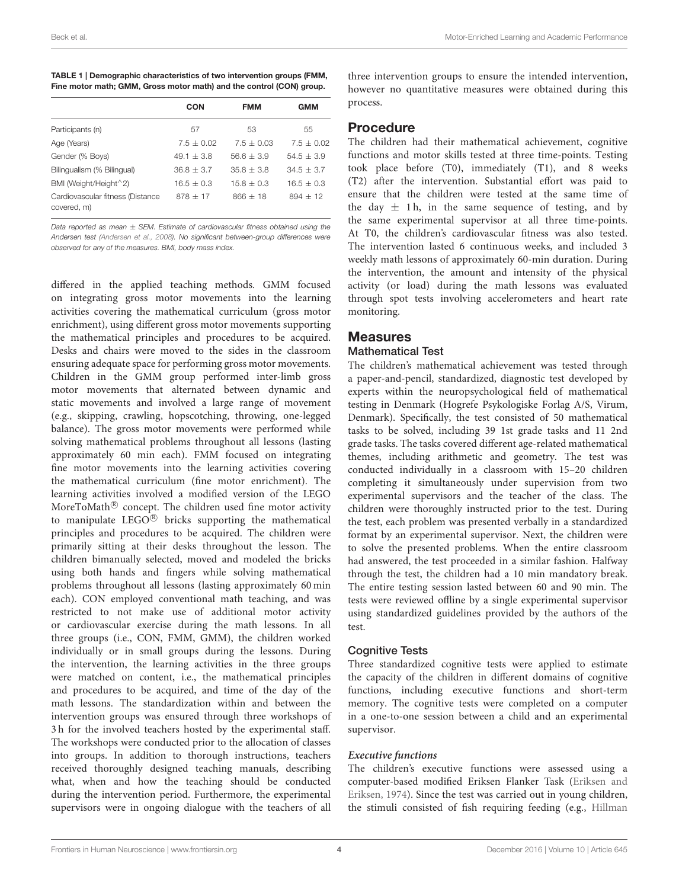**TABLE 1 | Demographic characteristics of two intervention groups (FMM, Fine motor math; GMM, Gross motor math) and the control (CON) group.**

| | CON | FMM | GMM |
|---|---|---|---|
| Participants (n) | 57 | 53 | 55 |
| Age (Years) | $7.5 \pm 0.02$ | $7.5 \pm 0.03$ | $7.5 \pm 0.02$ |
| Gender (% Boys) | $49.1 \pm 3.8$ | $56.6 \pm 3.9$ | $54.5 \pm 3.9$ |
| Bilingualism (% Bilingual) | $36.8 \pm 3.7$ | $35.8 \pm 3.8$ | $34.5 \pm 3.7$ |
| BMI (Weight/Height^2) | $16.5 \pm 0.3$ | $15.8 \pm 0.3$ | $16.5 \pm 0.3$ |
| Cardiovascular fitness (Distance covered, m) | $878 \pm 17$ | $866 \pm 18$ | $894 \pm 12$ |

*Data reported as mean ± SEM. Estimate of cardiovascular fitness obtained using the Andersen test (Andersen et al., 2008). No significant between-group differences were observed for any of the measures. BMI, body mass index.*

differed in the applied teaching methods. GMM focused on integrating gross motor movements into the learning activities covering the mathematical curriculum (gross motor enrichment), using different gross motor movements supporting the mathematical principles and procedures to be acquired. Desks and chairs were moved to the sides in the classroom ensuring adequate space for performing gross motor movements. Children in the GMM group performed inter-limb gross motor movements that alternated between dynamic and static movements and involved a large range of movement (e.g., skipping, crawling, hopscotching, throwing, one-legged balance). The gross motor movements were performed while solving mathematical problems throughout all lessons (lasting approximately 60 min each). FMM focused on integrating fine motor movements into the learning activities covering the mathematical curriculum (fine motor enrichment). The learning activities involved a modified version of the LEGO MoreToMath® concept. The children used fine motor activity to manipulate LEGO® bricks supporting the mathematical principles and procedures to be acquired. The children were primarily sitting at their desks throughout the lesson. The children bimanually selected, moved and modeled the bricks using both hands and fingers while solving mathematical problems throughout all lessons (lasting approximately 60 min each). CON employed conventional math teaching, and was restricted to not make use of additional motor activity or cardiovascular exercise during the math lessons. In all three groups (i.e., CON, FMM, GMM), the children worked individually or in small groups during the lessons. During the intervention, the learning activities in the three groups were matched on content, i.e., the mathematical principles and procedures to be acquired, and time of the day of the math lessons. The standardization within and between the intervention groups was ensured through three workshops of 3 h for the involved teachers hosted by the experimental staff. The workshops were conducted prior to the allocation of classes into groups. In addition to thorough instructions, teachers received thoroughly designed teaching manuals, describing what, when and how the teaching should be conducted during the intervention period. Furthermore, the experimental supervisors were in ongoing dialogue with the teachers of all three intervention groups to ensure the intended intervention, however no quantitative measures were obtained during this process.

## Procedure

The children had their mathematical achievement, cognitive functions and motor skills tested at three time-points. Testing took place before (T0), immediately (T1), and 8 weeks (T2) after the intervention. Substantial effort was paid to ensure that the children were tested at the same time of the day ± 1 h, in the same sequence of testing, and by the same experimental supervisor at all three time-points. At T0, the children's cardiovascular fitness was also tested. The intervention lasted 6 continuous weeks, and included 3 weekly math lessons of approximately 60-min duration. During the intervention, the amount and intensity of the physical activity (or load) during the math lessons was evaluated through spot tests involving accelerometers and heart rate monitoring.

## Measures

### Mathematical Test

The children's mathematical achievement was tested through a paper-and-pencil, standardized, diagnostic test developed by experts within the neuropsychological field of mathematical testing in Denmark (Hogrefe Psykologiske Forlag A/S, Virum, Denmark). Specifically, the test consisted of 50 mathematical tasks to be solved, including 39 1st grade tasks and 11 2nd grade tasks. The tasks covered different age-related mathematical themes, including arithmetic and geometry. The test was conducted individually in a classroom with 15–20 children completing it simultaneously under supervision from two experimental supervisors and the teacher of the class. The children were thoroughly instructed prior to the test. During the test, each problem was presented verbally in a standardized format by an experimental supervisor. Next, the children were to solve the presented problems. When the entire classroom had answered, the test proceeded in a similar fashion. Halfway through the test, the children had a 10 min mandatory break. The entire testing session lasted between 60 and 90 min. The tests were reviewed offline by a single experimental supervisor using standardized guidelines provided by the authors of the test.

### Cognitive Tests

Three standardized cognitive tests were applied to estimate the capacity of the children in different domains of cognitive functions, including executive functions and short-term memory. The cognitive tests were completed on a computer in a one-to-one session between a child and an experimental supervisor.

#### *Executive functions*

The children's executive functions were assessed using a computer-based modified Eriksen Flanker Task (Eriksen and Eriksen, 1974). Since the test was carried out in young children, the stimuli consisted of fish requiring feeding (e.g., Hillman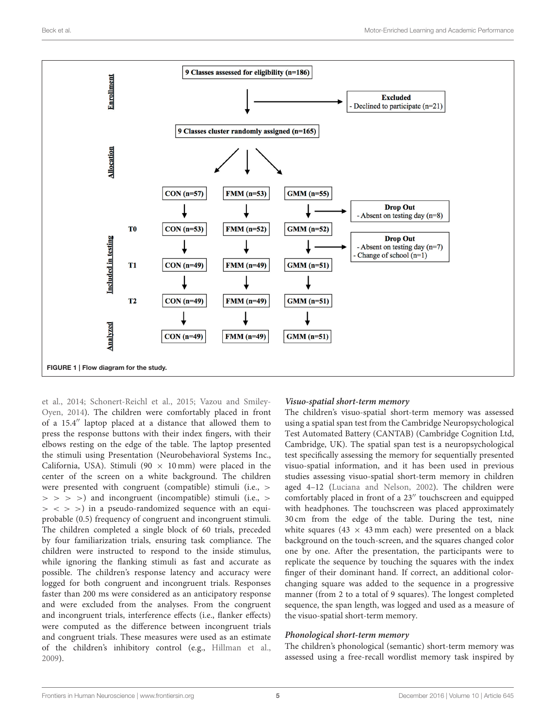**Enrollment**

9 Classes assessed for eligibility (n=186)

Excluded
- Declined to participate (n=21)

9 Classes cluster randomly assigned (n=165)

**Allocation**

CON (n=57) | FMM (n=53) | GMM (n=55)

Drop Out
- Absent on testing day (n=8)

**Included in testing**

T0: CON (n=53) | FMM (n=52) | GMM (n=52)

Drop Out
- Absent on testing day (n=7)
- Change of school (n=1)

T1: CON (n=49) | FMM (n=49) | GMM (n=51)

T2: CON (n=49) | FMM (n=49) | GMM (n=51)

**Analyzed**

CON (n=49) | FMM (n=49) | GMM (n=51)

**FIGURE 1 | Flow diagram for the study.**

et al., 2014; Schonert-Reichl et al., 2015; Vazou and Smiley-Oyen, 2014). The children were comfortably placed in front of a 15.4″ laptop placed at a distance that allowed them to press the response buttons with their index fingers, with their elbows resting on the edge of the table. The laptop presented the stimuli using Presentation (Neurobehavioral Systems Inc., California, USA). Stimuli ($90 \times 10$ mm) were placed in the center of the screen on a white background. The children were presented with congruent (compatible) stimuli (i.e., > > > > >) and incongruent (incompatible) stimuli (i.e., > > < > >) in a pseudo-randomized sequence with an equiprobable (0.5) frequency of congruent and incongruent stimuli. The children completed a single block of 60 trials, preceded by four familiarization trials, ensuring task compliance. The children were instructed to respond to the inside stimulus, while ignoring the flanking stimuli as fast and accurate as possible. The children's response latency and accuracy were logged for both congruent and incongruent trials. Responses faster than 200 ms were considered as an anticipatory response and were excluded from the analyses. From the congruent and incongruent trials, interference effects (i.e., flanker effects) were computed as the difference between incongruent trials and congruent trials. These measures were used as an estimate of the children's inhibitory control (e.g., Hillman et al., 2009).

### *Visuo-spatial short-term memory*

The children's visuo-spatial short-term memory was assessed using a spatial span test from the Cambridge Neuropsychological Test Automated Battery (CANTAB) (Cambridge Cognition Ltd, Cambridge, UK). The spatial span test is a neuropsychological test specifically assessing the memory for sequentially presented visuo-spatial information, and it has been used in previous studies assessing visuo-spatial short-term memory in children aged 4–12 (Luciana and Nelson, 2002). The children were comfortably placed in front of a 23″ touchscreen and equipped with headphones. The touchscreen was placed approximately 30 cm from the edge of the table. During the test, nine white squares ($43 \times 43$ mm each) were presented on a black background on the touch-screen, and the squares changed color one by one. After the presentation, the participants were to replicate the sequence by touching the squares with the index finger of their dominant hand. If correct, an additional color-changing square was added to the sequence in a progressive manner (from 2 to a total of 9 squares). The longest completed sequence, the span length, was logged and used as a measure of the visuo-spatial short-term memory.

### *Phonological short-term memory*

The children's phonological (semantic) short-term memory was assessed using a free-recall wordlist memory task inspired by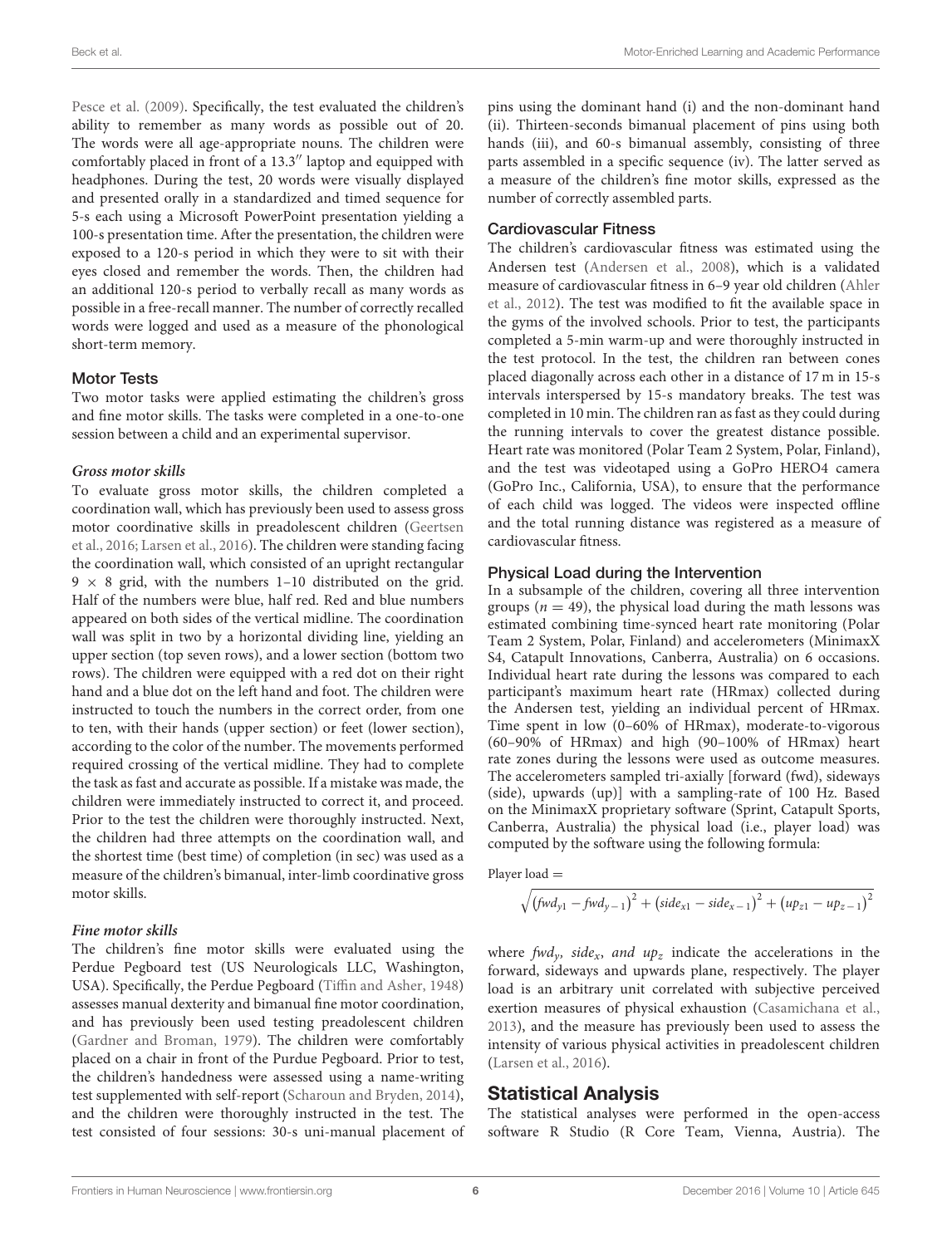Pesce et al. (2009). Specifically, the test evaluated the children's ability to remember as many words as possible out of 20. The words were all age-appropriate nouns. The children were comfortably placed in front of a 13.3″ laptop and equipped with headphones. During the test, 20 words were visually displayed and presented orally in a standardized and timed sequence for 5-s each using a Microsoft PowerPoint presentation yielding a 100-s presentation time. After the presentation, the children were exposed to a 120-s period in which they were to sit with their eyes closed and remember the words. Then, the children had an additional 120-s period to verbally recall as many words as possible in a free-recall manner. The number of correctly recalled words were logged and used as a measure of the phonological short-term memory.

### Motor Tests

Two motor tasks were applied estimating the children's gross and fine motor skills. The tasks were completed in a one-to-one session between a child and an experimental supervisor.

#### *Gross motor skills*

To evaluate gross motor skills, the children completed a coordination wall, which has previously been used to assess gross motor coordinative skills in preadolescent children (Geertsen et al., 2016; Larsen et al., 2016). The children were standing facing the coordination wall, which consisted of an upright rectangular 9 × 8 grid, with the numbers 1–10 distributed on the grid. Half of the numbers were blue, half red. Red and blue numbers appeared on both sides of the vertical midline. The coordination wall was split in two by a horizontal dividing line, yielding an upper section (top seven rows), and a lower section (bottom two rows). The children were equipped with a red dot on their right hand and a blue dot on the left hand and foot. The children were instructed to touch the numbers in the correct order, from one to ten, with their hands (upper section) or feet (lower section), according to the color of the number. The movements performed required crossing of the vertical midline. They had to complete the task as fast and accurate as possible. If a mistake was made, the children were immediately instructed to correct it, and proceed. Prior to the test the children were thoroughly instructed. Next, the children had three attempts on the coordination wall, and the shortest time (best time) of completion (in sec) was used as a measure of the children's bimanual, inter-limb coordinative gross motor skills.

#### *Fine motor skills*

The children's fine motor skills were evaluated using the Perdue Pegboard test (US Neurologicals LLC, Washington, USA). Specifically, the Perdue Pegboard (Tiffin and Asher, 1948) assesses manual dexterity and bimanual fine motor coordination, and has previously been used testing preadolescent children (Gardner and Broman, 1979). The children were comfortably placed on a chair in front of the Purdue Pegboard. Prior to test, the children's handedness were assessed using a name-writing test supplemented with self-report (Scharoun and Bryden, 2014), and the children were thoroughly instructed in the test. The test consisted of four sessions: 30-s uni-manual placement of pins using the dominant hand (i) and the non-dominant hand (ii). Thirteen-seconds bimanual placement of pins using both hands (iii), and 60-s bimanual assembly, consisting of three parts assembled in a specific sequence (iv). The latter served as a measure of the children's fine motor skills, expressed as the number of correctly assembled parts.

### Cardiovascular Fitness

The children's cardiovascular fitness was estimated using the Andersen test (Andersen et al., 2008), which is a validated measure of cardiovascular fitness in 6–9 year old children (Ahler et al., 2012). The test was modified to fit the available space in the gyms of the involved schools. Prior to test, the participants completed a 5-min warm-up and were thoroughly instructed in the test protocol. In the test, the children ran between cones placed diagonally across each other in a distance of 17 m in 15-s intervals interspersed by 15-s mandatory breaks. The test was completed in 10 min. The children ran as fast as they could during the running intervals to cover the greatest distance possible. Heart rate was monitored (Polar Team 2 System, Polar, Finland), and the test was videotaped using a GoPro HERO4 camera (GoPro Inc., California, USA), to ensure that the performance of each child was logged. The videos were inspected offline and the total running distance was registered as a measure of cardiovascular fitness.

### Physical Load during the Intervention

In a subsample of the children, covering all three intervention groups ($n = 49$), the physical load during the math lessons was estimated combining time-synced heart rate monitoring (Polar Team 2 System, Polar, Finland) and accelerometers (MinimaxX S4, Catapult Innovations, Canberra, Australia) on 6 occasions. Individual heart rate during the lessons was compared to each participant's maximum heart rate (HRmax) collected during the Andersen test, yielding an individual percent of HRmax. Time spent in low (0–60% of HRmax), moderate-to-vigorous (60–90% of HRmax) and high (90–100% of HRmax) heart rate zones during the lessons were used as outcome measures. The accelerometers sampled tri-axially [forward (fwd), sideways (side), upwards (up)] with a sampling-rate of 100 Hz. Based on the MinimaxX proprietary software (Sprint, Catapult Sports, Canberra, Australia) the physical load (i.e., player load) was computed by the software using the following formula:

$$\text{Player load} = \sqrt{\left(fwd_{y1} - fwd_{y-1}\right)^2 + \left(side_{x1} - side_{x-1}\right)^2 + \left(up_{z1} - up_{z-1}\right)^2}$$

where $fwd_y$, $side_x$, *and* $up_z$ indicate the accelerations in the forward, sideways and upwards plane, respectively. The player load is an arbitrary unit correlated with subjective perceived exertion measures of physical exhaustion (Casamichana et al., 2013), and the measure has previously been used to assess the intensity of various physical activities in preadolescent children (Larsen et al., 2016).

## Statistical Analysis

The statistical analyses were performed in the open-access software R Studio (R Core Team, Vienna, Austria). The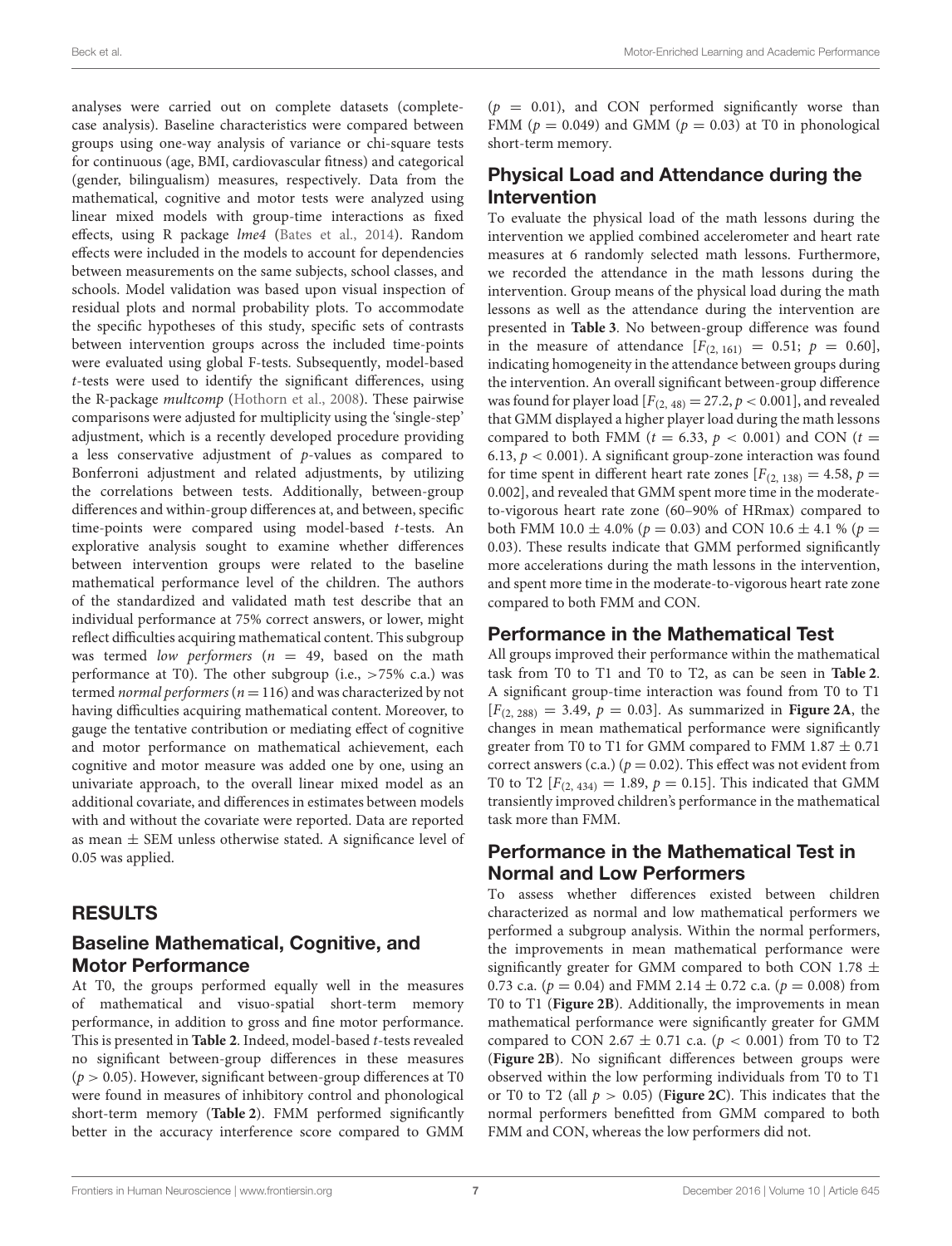analyses were carried out on complete datasets (complete-case analysis). Baseline characteristics were compared between groups using one-way analysis of variance or chi-square tests for continuous (age, BMI, cardiovascular fitness) and categorical (gender, bilingualism) measures, respectively. Data from the mathematical, cognitive and motor tests were analyzed using linear mixed models with group-time interactions as fixed effects, using R package *lme4* (Bates et al., 2014). Random effects were included in the models to account for dependencies between measurements on the same subjects, school classes, and schools. Model validation was based upon visual inspection of residual plots and normal probability plots. To accommodate the specific hypotheses of this study, specific sets of contrasts between intervention groups across the included time-points were evaluated using global F-tests. Subsequently, model-based *t*-tests were used to identify the significant differences, using the R-package *multcomp* (Hothorn et al., 2008). These pairwise comparisons were adjusted for multiplicity using the 'single-step' adjustment, which is a recently developed procedure providing a less conservative adjustment of *p*-values as compared to Bonferroni adjustment and related adjustments, by utilizing the correlations between tests. Additionally, between-group differences and within-group differences at, and between, specific time-points were compared using model-based *t*-tests. An explorative analysis sought to examine whether differences between intervention groups were related to the baseline mathematical performance level of the children. The authors of the standardized and validated math test describe that an individual performance at 75% correct answers, or lower, might reflect difficulties acquiring mathematical content. This subgroup was termed *low performers* ($n = 49$, based on the math performance at T0). The other subgroup (i.e., >75% c.a.) was termed *normal performers* ($n = 116$) and was characterized by not having difficulties acquiring mathematical content. Moreover, to gauge the tentative contribution or mediating effect of cognitive and motor performance on mathematical achievement, each cognitive and motor measure was added one by one, using an univariate approach, to the overall linear mixed model as an additional covariate, and differences in estimates between models with and without the covariate were reported. Data are reported as mean ± SEM unless otherwise stated. A significance level of 0.05 was applied.

## RESULTS

### Baseline Mathematical, Cognitive, and Motor Performance

At T0, the groups performed equally well in the measures of mathematical and visuo-spatial short-term memory performance, in addition to gross and fine motor performance. This is presented in **Table 2**. Indeed, model-based *t*-tests revealed no significant between-group differences in these measures ($p > 0.05$). However, significant between-group differences at T0 were found in measures of inhibitory control and phonological short-term memory (**Table 2**). FMM performed significantly better in the accuracy interference score compared to GMM ($p = 0.01$), and CON performed significantly worse than FMM ($p = 0.049$) and GMM ($p = 0.03$) at T0 in phonological short-term memory.

### Physical Load and Attendance during the Intervention

To evaluate the physical load of the math lessons during the intervention we applied combined accelerometer and heart rate measures at 6 randomly selected math lessons. Furthermore, we recorded the attendance in the math lessons during the intervention. Group means of the physical load during the math lessons as well as the attendance during the intervention are presented in **Table 3**. No between-group difference was found in the measure of attendance [$F_{(2,\,161)} = 0.51$; $p = 0.60$], indicating homogeneity in the attendance between groups during the intervention. An overall significant between-group difference was found for player load [$F_{(2,\,48)} = 27.2, p < 0.001$], and revealed that GMM displayed a higher player load during the math lessons compared to both FMM ($t = 6.33$, $p < 0.001$) and CON ($t = 6.13$, $p < 0.001$). A significant group-zone interaction was found for time spent in different heart rate zones [$F_{(2,\,138)} = 4.58$, $p = 0.002$], and revealed that GMM spent more time in the moderate-to-vigorous heart rate zone (60–90% of HRmax) compared to both FMM 10.0 ± 4.0% ($p = 0.03$) and CON 10.6 ± 4.1 % ($p = 0.03$). These results indicate that GMM performed significantly more accelerations during the math lessons in the intervention, and spent more time in the moderate-to-vigorous heart rate zone compared to both FMM and CON.

### Performance in the Mathematical Test

All groups improved their performance within the mathematical task from T0 to T1 and T0 to T2, as can be seen in **Table 2**. A significant group-time interaction was found from T0 to T1 [$F_{(2,\,288)} = 3.49$, $p = 0.03$]. As summarized in **Figure 2A**, the changes in mean mathematical performance were significantly greater from T0 to T1 for GMM compared to FMM 1.87 ± 0.71 correct answers (c.a.) ($p = 0.02$). This effect was not evident from T0 to T2 [$F_{(2,\,434)} = 1.89$, $p = 0.15$]. This indicated that GMM transiently improved children's performance in the mathematical task more than FMM.

### Performance in the Mathematical Test in Normal and Low Performers

To assess whether differences existed between children characterized as normal and low mathematical performers we performed a subgroup analysis. Within the normal performers, the improvements in mean mathematical performance were significantly greater for GMM compared to both CON 1.78 ± 0.73 c.a. ($p = 0.04$) and FMM 2.14 ± 0.72 c.a. ($p = 0.008$) from T0 to T1 (**Figure 2B**). Additionally, the improvements in mean mathematical performance were significantly greater for GMM compared to CON 2.67 ± 0.71 c.a. ($p < 0.001$) from T0 to T2 (**Figure 2B**). No significant differences between groups were observed within the low performing individuals from T0 to T1 or T0 to T2 (all $p > 0.05$) (**Figure 2C**). This indicates that the normal performers benefitted from GMM compared to both FMM and CON, whereas the low performers did not.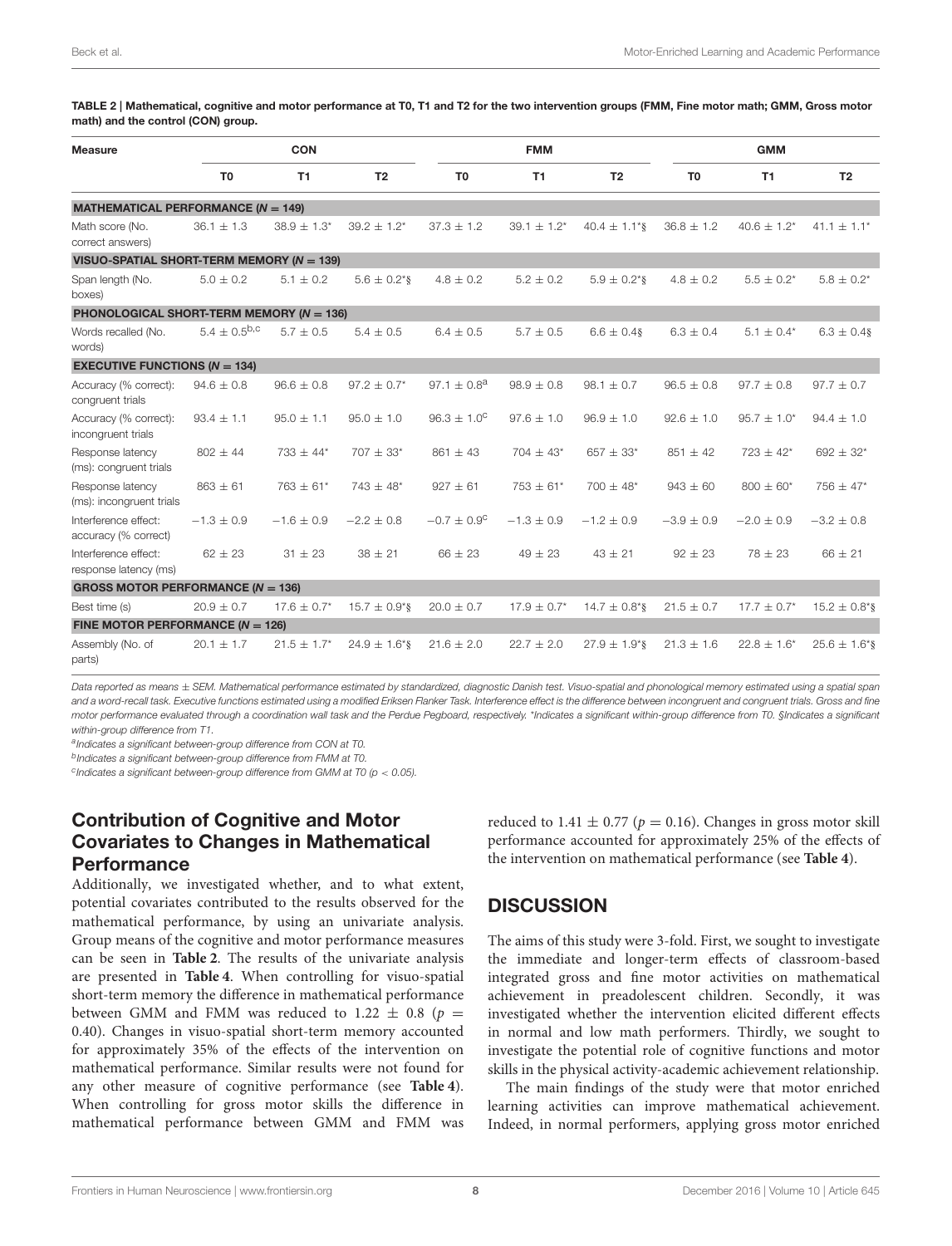**TABLE 2 | Mathematical, cognitive and motor performance at T0, T1 and T2 for the two intervention groups (FMM, Fine motor math; GMM, Gross motor math) and the control (CON) group.**

| Measure | CON | | | FMM | | | GMM | | |
|---|---|---|---|---|---|---|---|---|---|
| | T0 | T1 | T2 | T0 | T1 | T2 | T0 | T1 | T2 |
| **MATHEMATICAL PERFORMANCE ($N = 149$)** | | | | | | | | | |
| Math score (No. correct answers) | 36.1 ± 1.3 | 38.9 ± 1.3* | 39.2 ± 1.2* | 37.3 ± 1.2 | 39.1 ± 1.2* | 40.4 ± 1.1*§ | 36.8 ± 1.2 | 40.6 ± 1.2* | 41.1 ± 1.1* |
| **VISUO-SPATIAL SHORT-TERM MEMORY ($N = 139$)** | | | | | | | | | |
| Span length (No. boxes) | 5.0 ± 0.2 | 5.1 ± 0.2 | 5.6 ± 0.2*§ | 4.8 ± 0.2 | 5.2 ± 0.2 | 5.9 ± 0.2*§ | 4.8 ± 0.2 | 5.5 ± 0.2* | 5.8 ± 0.2* |
| **PHONOLOGICAL SHORT-TERM MEMORY ($N = 136$)** | | | | | | | | | |
| Words recalled (No. words) | 5.4 ± 0.5[b,c] | 5.7 ± 0.5 | 5.4 ± 0.5 | 6.4 ± 0.5 | 5.7 ± 0.5 | 6.6 ± 0.4§ | 6.3 ± 0.4 | 5.1 ± 0.4* | 6.3 ± 0.4§ |
| **EXECUTIVE FUNCTIONS ($N = 134$)** | | | | | | | | | |
| Accuracy (% correct): congruent trials | 94.6 ± 0.8 | 96.6 ± 0.8 | 97.2 ± 0.7* | 97.1 ± 0.8[a] | 98.9 ± 0.8 | 98.1 ± 0.7 | 96.5 ± 0.8 | 97.7 ± 0.8 | 97.7 ± 0.7 |
| Accuracy (% correct): incongruent trials | 93.4 ± 1.1 | 95.0 ± 1.1 | 95.0 ± 1.0 | 96.3 ± 1.0[c] | 97.6 ± 1.0 | 96.9 ± 1.0 | 92.6 ± 1.0 | 95.7 ± 1.0* | 94.4 ± 1.0 |
| Response latency (ms): congruent trials | 802 ± 44 | 733 ± 44* | 707 ± 33* | 861 ± 43 | 704 ± 43* | 657 ± 33* | 851 ± 42 | 723 ± 42* | 692 ± 32* |
| Response latency (ms): incongruent trials | 863 ± 61 | 763 ± 61* | 743 ± 48* | 927 ± 61 | 753 ± 61* | 700 ± 48* | 943 ± 60 | 800 ± 60* | 756 ± 47* |
| Interference effect: accuracy (% correct) | −1.3 ± 0.9 | −1.6 ± 0.9 | −2.2 ± 0.8 | −0.7 ± 0.9[c] | −1.3 ± 0.9 | −1.2 ± 0.9 | −3.9 ± 0.9 | −2.0 ± 0.9 | −3.2 ± 0.8 |
| Interference effect: response latency (ms) | 62 ± 23 | 31 ± 23 | 38 ± 21 | 66 ± 23 | 49 ± 23 | 43 ± 21 | 92 ± 23 | 78 ± 23 | 66 ± 21 |
| **GROSS MOTOR PERFORMANCE ($N = 136$)** | | | | | | | | | |
| Best time (s) | 20.9 ± 0.7 | 17.6 ± 0.7* | 15.7 ± 0.9*§ | 20.0 ± 0.7 | 17.9 ± 0.7* | 14.7 ± 0.8*§ | 21.5 ± 0.7 | 17.7 ± 0.7* | 15.2 ± 0.8*§ |
| **FINE MOTOR PERFORMANCE ($N = 126$)** | | | | | | | | | |
| Assembly (No. of parts) | 20.1 ± 1.7 | 21.5 ± 1.7* | 24.9 ± 1.6*§ | 21.6 ± 2.0 | 22.7 ± 2.0 | 27.9 ± 1.9*§ | 21.3 ± 1.6 | 22.8 ± 1.6* | 25.6 ± 1.6*§ |

*Data reported as means ± SEM. Mathematical performance estimated by standardized, diagnostic Danish test. Visuo-spatial and phonological memory estimated using a spatial span and a word-recall task. Executive functions estimated using a modified Eriksen Flanker Task. Interference effect is the difference between incongruent and congruent trials. Gross and fine motor performance evaluated through a coordination wall task and the Perdue Pegboard, respectively. *Indicates a significant within-group difference from T0. §Indicates a significant within-group difference from T1.*

*[a]Indicates a significant between-group difference from CON at T0.*

*[b]Indicates a significant between-group difference from FMM at T0.*

*[c]Indicates a significant between-group difference from GMM at T0 ($p < 0.05$).*

## Contribution of Cognitive and Motor Covariates to Changes in Mathematical Performance

Additionally, we investigated whether, and to what extent, potential covariates contributed to the results observed for the mathematical performance, by using an univariate analysis. Group means of the cognitive and motor performance measures can be seen in **Table 2**. The results of the univariate analysis are presented in **Table 4**. When controlling for visuo-spatial short-term memory the difference in mathematical performance between GMM and FMM was reduced to 1.22 ± 0.8 ($p = 0.40$). Changes in visuo-spatial short-term memory accounted for approximately 35% of the effects of the intervention on mathematical performance. Similar results were not found for any other measure of cognitive performance (see **Table 4**). When controlling for gross motor skills the difference in mathematical performance between GMM and FMM was reduced to 1.41 ± 0.77 ($p = 0.16$). Changes in gross motor skill performance accounted for approximately 25% of the effects of the intervention on mathematical performance (see **Table 4**).

# DISCUSSION

The aims of this study were 3-fold. First, we sought to investigate the immediate and longer-term effects of classroom-based integrated gross and fine motor activities on mathematical achievement in preadolescent children. Secondly, it was investigated whether the intervention elicited different effects in normal and low math performers. Thirdly, we sought to investigate the potential role of cognitive functions and motor skills in the physical activity-academic achievement relationship.

The main findings of the study were that motor enriched learning activities can improve mathematical achievement. Indeed, in normal performers, applying gross motor enriched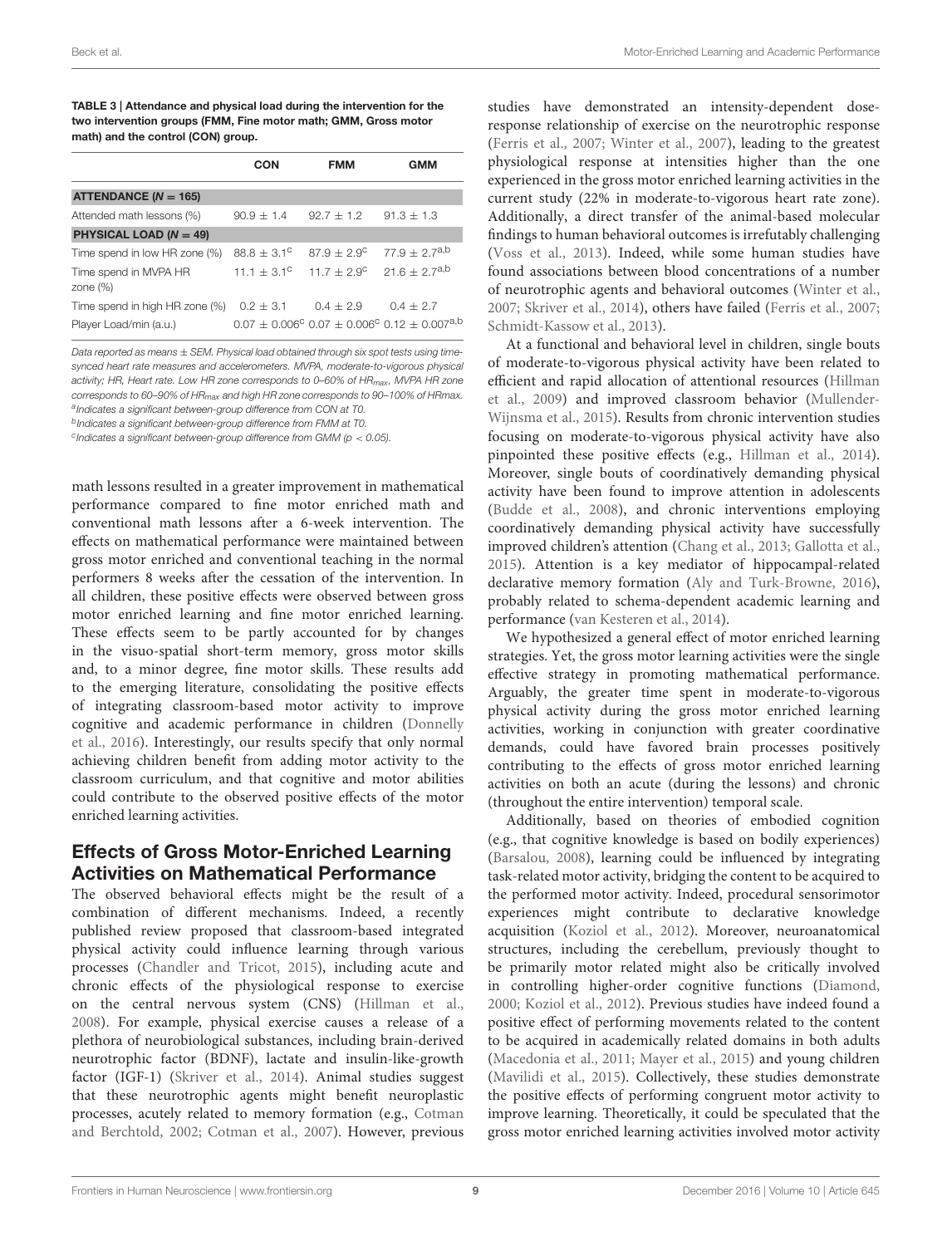**TABLE 3 | Attendance and physical load during the intervention for the two intervention groups (FMM, Fine motor math; GMM, Gross motor math) and the control (CON) group.**

| | CON | FMM | GMM |
|---|---|---|---|
| **ATTENDANCE ($N = 165$)** | | | |
| Attended math lessons (%) | 90.9 ± 1.4 | 92.7 ± 1.2 | 91.3 ± 1.3 |
| **PHYSICAL LOAD ($N = 49$)** | | | |
| Time spend in low HR zone (%) | 88.8 ± 3.1[c] | 87.9 ± 2.9[c] | 77.9 ± 2.7[a,b] |
| Time spend in MVPA HR zone (%) | 11.1 ± 3.1[c] | 11.7 ± 2.9[c] | 21.6 ± 2.7[a,b] |
| Time spend in high HR zone (%) | 0.2 ± 3.1 | 0.4 ± 2.9 | 0.4 ± 2.7 |
| Player Load/min (a.u.) | 0.07 ± 0.006[c] | 0.07 ± 0.006[c] | 0.12 ± 0.007[a,b] |

*Data reported as means ± SEM. Physical load obtained through six spot tests using time-synced heart rate measures and accelerometers. MVPA, moderate-to-vigorous physical activity; HR, Heart rate. Low HR zone corresponds to 0–60% of $HR_{max}$, MVPA HR zone corresponds to 60–90% of $HR_{max}$ and high HR zone corresponds to 90–100% of HRmax.*
*[a]Indicates a significant between-group difference from CON at T0.*
*[b]Indicates a significant between-group difference from FMM at T0.*
*[c]Indicates a significant between-group difference from GMM ($p < 0.05$).*

math lessons resulted in a greater improvement in mathematical performance compared to fine motor enriched math and conventional math lessons after a 6-week intervention. The effects on mathematical performance were maintained between gross motor enriched and conventional teaching in the normal performers 8 weeks after the cessation of the intervention. In all children, these positive effects were observed between gross motor enriched learning and fine motor enriched learning. These effects seem to be partly accounted for by changes in the visuo-spatial short-term memory, gross motor skills and, to a minor degree, fine motor skills. These results add to the emerging literature, consolidating the positive effects of integrating classroom-based motor activity to improve cognitive and academic performance in children (Donnelly et al., 2016). Interestingly, our results specify that only normal achieving children benefit from adding motor activity to the classroom curriculum, and that cognitive and motor abilities could contribute to the observed positive effects of the motor enriched learning activities.

## Effects of Gross Motor-Enriched Learning Activities on Mathematical Performance

The observed behavioral effects might be the result of a combination of different mechanisms. Indeed, a recently published review proposed that classroom-based integrated physical activity could influence learning through various processes (Chandler and Tricot, 2015), including acute and chronic effects of the physiological response to exercise on the central nervous system (CNS) (Hillman et al., 2008). For example, physical exercise causes a release of a plethora of neurobiological substances, including brain-derived neurotrophic factor (BDNF), lactate and insulin-like-growth factor (IGF-1) (Skriver et al., 2014). Animal studies suggest that these neurotrophic agents might benefit neuroplastic processes, acutely related to memory formation (e.g., Cotman and Berchtold, 2002; Cotman et al., 2007). However, previous studies have demonstrated an intensity-dependent dose-response relationship of exercise on the neurotrophic response (Ferris et al., 2007; Winter et al., 2007), leading to the greatest physiological response at intensities higher than the one experienced in the gross motor enriched learning activities in the current study (22% in moderate-to-vigorous heart rate zone). Additionally, a direct transfer of the animal-based molecular findings to human behavioral outcomes is irrefutably challenging (Voss et al., 2013). Indeed, while some human studies have found associations between blood concentrations of a number of neurotrophic agents and behavioral outcomes (Winter et al., 2007; Skriver et al., 2014), others have failed (Ferris et al., 2007; Schmidt-Kassow et al., 2013).

At a functional and behavioral level in children, single bouts of moderate-to-vigorous physical activity have been related to efficient and rapid allocation of attentional resources (Hillman et al., 2009) and improved classroom behavior (Mullender-Wijnsma et al., 2015). Results from chronic intervention studies focusing on moderate-to-vigorous physical activity have also pinpointed these positive effects (e.g., Hillman et al., 2014). Moreover, single bouts of coordinatively demanding physical activity have been found to improve attention in adolescents (Budde et al., 2008), and chronic interventions employing coordinatively demanding physical activity have successfully improved children's attention (Chang et al., 2013; Gallotta et al., 2015). Attention is a key mediator of hippocampal-related declarative memory formation (Aly and Turk-Browne, 2016), probably related to schema-dependent academic learning and performance (van Kesteren et al., 2014).

We hypothesized a general effect of motor enriched learning strategies. Yet, the gross motor learning activities were the single effective strategy in promoting mathematical performance. Arguably, the greater time spent in moderate-to-vigorous physical activity during the gross motor enriched learning activities, working in conjunction with greater coordinative demands, could have favored brain processes positively contributing to the effects of gross motor enriched learning activities on both an acute (during the lessons) and chronic (throughout the entire intervention) temporal scale.

Additionally, based on theories of embodied cognition (e.g., that cognitive knowledge is based on bodily experiences) (Barsalou, 2008), learning could be influenced by integrating task-related motor activity, bridging the content to be acquired to the performed motor activity. Indeed, procedural sensorimotor experiences might contribute to declarative knowledge acquisition (Koziol et al., 2012). Moreover, neuroanatomical structures, including the cerebellum, previously thought to be primarily motor related might also be critically involved in controlling higher-order cognitive functions (Diamond, 2000; Koziol et al., 2012). Previous studies have indeed found a positive effect of performing movements related to the content to be acquired in academically related domains in both adults (Macedonia et al., 2011; Mayer et al., 2015) and young children (Mavilidi et al., 2015). Collectively, these studies demonstrate the positive effects of performing congruent motor activity to improve learning. Theoretically, it could be speculated that the gross motor enriched learning activities involved motor activity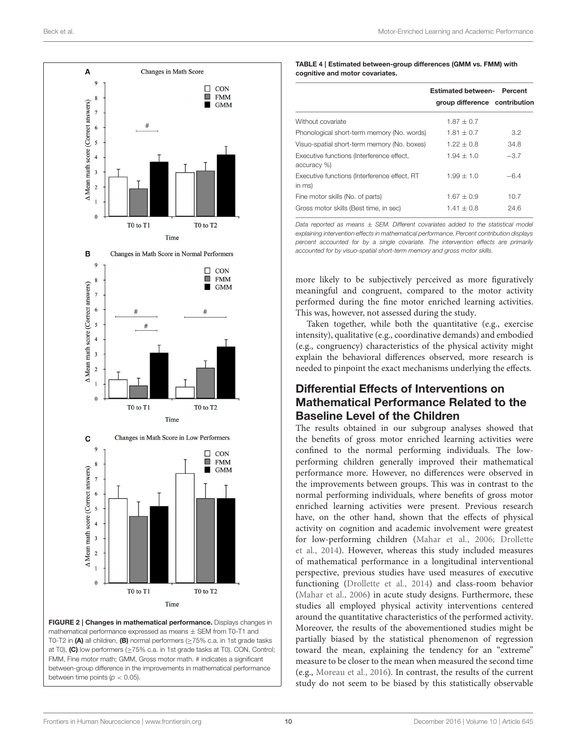FIGURE 2 | Changes in mathematical performance. Displays changes in mathematical performance expressed as means ± SEM from T0-T1 and T0-T2 in **(A)** all children, **(B)** normal performers (≥75% c.a. in 1st grade tasks at T0), **(C)** low performers (≥75% c.a. in 1st grade tasks at T0). CON, Control; FMM, Fine motor math; GMM, Gross motor math. # indicates a significant between-group difference in the improvements in mathematical performance between time points ($p < 0.05$).

**TABLE 4 | Estimated between-group differences (GMM vs. FMM) with cognitive and motor covariates.**

| | Estimated between-group difference | Percent contribution |
|---|---|---|
| Without covariate | 1.87 ± 0.7 | |
| Phonological short-term memory (No. words) | 1.81 ± 0.7 | 3.2 |
| Visuo-spatial short-term memory (No. boxes) | 1.22 ± 0.8 | 34.8 |
| Executive functions (Interference effect, accuracy %) | 1.94 ± 1.0 | −3.7 |
| Executive functions (Interference effect, RT in ms) | 1.99 ± 1.0 | −6.4 |
| Fine motor skills (No. of parts) | 1.67 ± 0.9 | 10.7 |
| Gross motor skills (Best time, in sec) | 1.41 ± 0.8 | 24.6 |

*Data reported as means ± SEM. Different covariates added to the statistical model explaining intervention effects in mathematical performance. Percent contribution displays percent accounted for by a single covariate. The intervention effects are primarily accounted for by visuo-spatial short-term memory and gross motor skills.*

more likely to be subjectively perceived as more figuratively meaningful and congruent, compared to the motor activity performed during the fine motor enriched learning activities. This was, however, not assessed during the study.

Taken together, while both the quantitative (e.g., exercise intensity), qualitative (e.g., coordinative demands) and embodied (e.g., congruency) characteristics of the physical activity might explain the behavioral differences observed, more research is needed to pinpoint the exact mechanisms underlying the effects.

## Differential Effects of Interventions on Mathematical Performance Related to the Baseline Level of the Children

The results obtained in our subgroup analyses showed that the benefits of gross motor enriched learning activities were confined to the normal performing individuals. The low-performing children generally improved their mathematical performance more. However, no differences were observed in the improvements between groups. This was in contrast to the normal performing individuals, where benefits of gross motor enriched learning activities were present. Previous research have, on the other hand, shown that the effects of physical activity on cognition and academic involvement were greatest for low-performing children (Mahar et al., 2006; Drollette et al., 2014). However, whereas this study included measures of mathematical performance in a longitudinal interventional perspective, previous studies have used measures of executive functioning (Drollette et al., 2014) and class-room behavior (Mahar et al., 2006) in acute study designs. Furthermore, these studies all employed physical activity interventions centered around the quantitative characteristics of the performed activity. Moreover, the results of the abovementioned studies might be partially biased by the statistical phenomenon of regression toward the mean, explaining the tendency for an "extreme" measure to be closer to the mean when measured the second time (e.g., Moreau et al., 2016). In contrast, the results of the current study do not seem to be biased by this statistically observable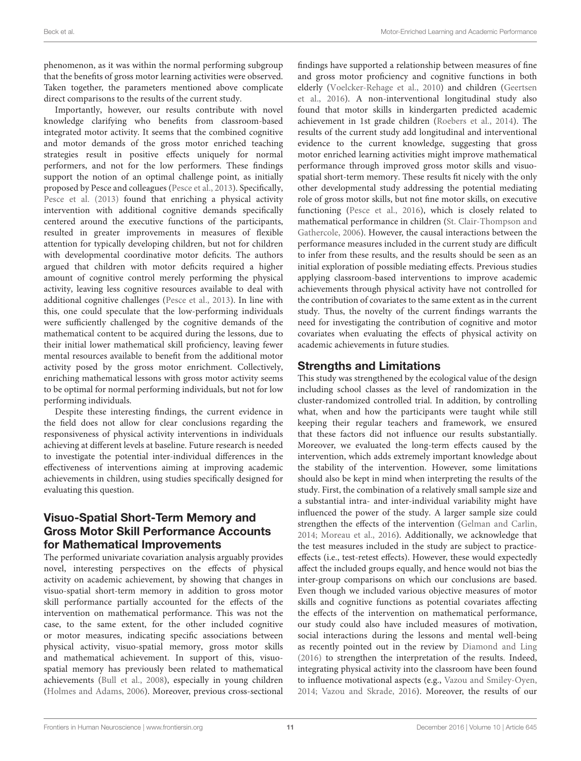phenomenon, as it was within the normal performing subgroup that the benefits of gross motor learning activities were observed. Taken together, the parameters mentioned above complicate direct comparisons to the results of the current study.

Importantly, however, our results contribute with novel knowledge clarifying who benefits from classroom-based integrated motor activity. It seems that the combined cognitive and motor demands of the gross motor enriched teaching strategies result in positive effects uniquely for normal performers, and not for the low performers. These findings support the notion of an optimal challenge point, as initially proposed by Pesce and colleagues (Pesce et al., 2013). Specifically, Pesce et al. (2013) found that enriching a physical activity intervention with additional cognitive demands specifically centered around the executive functions of the participants, resulted in greater improvements in measures of flexible attention for typically developing children, but not for children with developmental coordinative motor deficits. The authors argued that children with motor deficits required a higher amount of cognitive control merely performing the physical activity, leaving less cognitive resources available to deal with additional cognitive challenges (Pesce et al., 2013). In line with this, one could speculate that the low-performing individuals were sufficiently challenged by the cognitive demands of the mathematical content to be acquired during the lessons, due to their initial lower mathematical skill proficiency, leaving fewer mental resources available to benefit from the additional motor activity posed by the gross motor enrichment. Collectively, enriching mathematical lessons with gross motor activity seems to be optimal for normal performing individuals, but not for low performing individuals.

Despite these interesting findings, the current evidence in the field does not allow for clear conclusions regarding the responsiveness of physical activity interventions in individuals achieving at different levels at baseline. Future research is needed to investigate the potential inter-individual differences in the effectiveness of interventions aiming at improving academic achievements in children, using studies specifically designed for evaluating this question.

## Visuo-Spatial Short-Term Memory and Gross Motor Skill Performance Accounts for Mathematical Improvements

The performed univariate covariation analysis arguably provides novel, interesting perspectives on the effects of physical activity on academic achievement, by showing that changes in visuo-spatial short-term memory in addition to gross motor skill performance partially accounted for the effects of the intervention on mathematical performance. This was not the case, to the same extent, for the other included cognitive or motor measures, indicating specific associations between physical activity, visuo-spatial memory, gross motor skills and mathematical achievement. In support of this, visuo-spatial memory has previously been related to mathematical achievements (Bull et al., 2008), especially in young children (Holmes and Adams, 2006). Moreover, previous cross-sectional findings have supported a relationship between measures of fine and gross motor proficiency and cognitive functions in both elderly (Voelcker-Rehage et al., 2010) and children (Geertsen et al., 2016). A non-interventional longitudinal study also found that motor skills in kindergarten predicted academic achievement in 1st grade children (Roebers et al., 2014). The results of the current study add longitudinal and interventional evidence to the current knowledge, suggesting that gross motor enriched learning activities might improve mathematical performance through improved gross motor skills and visuo-spatial short-term memory. These results fit nicely with the only other developmental study addressing the potential mediating role of gross motor skills, but not fine motor skills, on executive functioning (Pesce et al., 2016), which is closely related to mathematical performance in children (St. Clair-Thompson and Gathercole, 2006). However, the causal interactions between the performance measures included in the current study are difficult to infer from these results, and the results should be seen as an initial exploration of possible mediating effects. Previous studies applying classroom-based interventions to improve academic achievements through physical activity have not controlled for the contribution of covariates to the same extent as in the current study. Thus, the novelty of the current findings warrants the need for investigating the contribution of cognitive and motor covariates when evaluating the effects of physical activity on academic achievements in future studies.

## Strengths and Limitations

This study was strengthened by the ecological value of the design including school classes as the level of randomization in the cluster-randomized controlled trial. In addition, by controlling what, when and how the participants were taught while still keeping their regular teachers and framework, we ensured that these factors did not influence our results substantially. Moreover, we evaluated the long-term effects caused by the intervention, which adds extremely important knowledge about the stability of the intervention. However, some limitations should also be kept in mind when interpreting the results of the study. First, the combination of a relatively small sample size and a substantial intra- and inter-individual variability might have influenced the power of the study. A larger sample size could strengthen the effects of the intervention (Gelman and Carlin, 2014; Moreau et al., 2016). Additionally, we acknowledge that the test measures included in the study are subject to practice-effects (i.e., test-retest effects). However, these would expectedly affect the included groups equally, and hence would not bias the inter-group comparisons on which our conclusions are based. Even though we included various objective measures of motor skills and cognitive functions as potential covariates affecting the effects of the intervention on mathematical performance, our study could also have included measures of motivation, social interactions during the lessons and mental well-being as recently pointed out in the review by Diamond and Ling (2016) to strengthen the interpretation of the results. Indeed, integrating physical activity into the classroom have been found to influence motivational aspects (e.g., Vazou and Smiley-Oyen, 2014; Vazou and Skrade, 2016). Moreover, the results of our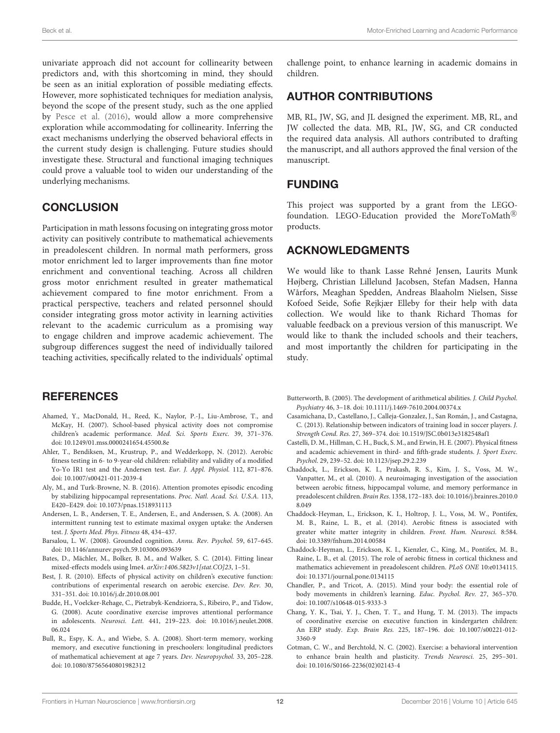univariate approach did not account for collinearity between predictors and, with this shortcoming in mind, they should be seen as an initial exploration of possible mediating effects. However, more sophisticated techniques for mediation analysis, beyond the scope of the present study, such as the one applied by Pesce et al. (2016), would allow a more comprehensive exploration while accommodating for collinearity. Inferring the exact mechanisms underlying the observed behavioral effects in the current study design is challenging. Future studies should investigate these. Structural and functional imaging techniques could prove a valuable tool to widen our understanding of the underlying mechanisms.

## CONCLUSION

Participation in math lessons focusing on integrating gross motor activity can positively contribute to mathematical achievements in preadolescent children. In normal math performers, gross motor enrichment led to larger improvements than fine motor enrichment and conventional teaching. Across all children gross motor enrichment resulted in greater mathematical achievement compared to fine motor enrichment. From a practical perspective, teachers and related personnel should consider integrating gross motor activity in learning activities relevant to the academic curriculum as a promising way to engage children and improve academic achievement. The subgroup differences suggest the need of individually tailored teaching activities, specifically related to the individuals' optimal challenge point, to enhance learning in academic domains in children.

## AUTHOR CONTRIBUTIONS

MB, RL, JW, SG, and JL designed the experiment. MB, RL, and JW collected the data. MB, RL, JW, SG, and CR conducted the required data analysis. All authors contributed to drafting the manuscript, and all authors approved the final version of the manuscript.

## FUNDING

This project was supported by a grant from the LEGO-foundation. LEGO-Education provided the MoreToMath® products.

## ACKNOWLEDGMENTS

We would like to thank Lasse Rehné Jensen, Laurits Munk Højberg, Christian Lillelund Jacobsen, Stefan Madsen, Hanna Wårfors, Meaghan Spedden, Andreas Blaaholm Nielsen, Sisse Kofoed Seide, Sofie Rejkjær Elleby for their help with data collection. We would like to thank Richard Thomas for valuable feedback on a previous version of this manuscript. We would like to thank the included schools and their teachers, and most importantly the children for participating in the study.

## REFERENCES

Ahamed, Y., MacDonald, H., Reed, K., Naylor, P.-J., Liu-Ambrose, T., and McKay, H. (2007). School-based physical activity does not compromise children's academic performance. *Med. Sci. Sports Exerc.* 39, 371–376. doi: 10.1249/01.mss.0000241654.45500.8e

Ahler, T., Bendiksen, M., Krustrup, P., and Wedderkopp, N. (2012). Aerobic fitness testing in 6- to 9-year-old children: reliability and validity of a modified Yo-Yo IR1 test and the Andersen test. *Eur. J. Appl. Physiol.* 112, 871–876. doi: 10.1007/s00421-011-2039-4

Aly, M., and Turk-Browne, N. B. (2016). Attention promotes episodic encoding by stabilizing hippocampal representations. *Proc. Natl. Acad. Sci. U.S.A.* 113, E420–E429. doi: 10.1073/pnas.1518931113

Andersen, L. B., Andersen, T. E., Andersen, E., and Anderssen, S. A. (2008). An intermittent running test to estimate maximal oxygen uptake: the Andersen test. *J. Sports Med. Phys. Fitness* 48, 434–437.

Barsalou, L. W. (2008). Grounded cognition. *Annu. Rev. Psychol.* 59, 617–645. doi: 10.1146/annurev.psych.59.103006.093639

Bates, D., Mächler, M., Bolker, B. M., and Walker, S. C. (2014). Fitting linear mixed-effects models using lme4. *arXiv:1406.5823v1[stat.CO]23*, 1–51.

Best, J. R. (2010). Effects of physical activity on children's executive function: contributions of experimental research on aerobic exercise. *Dev. Rev.* 30, 331–351. doi: 10.1016/j.dr.2010.08.001

Budde, H., Voelcker-Rehage, C., Pietrabyk-Kendziorra, S., Ribeiro, P., and Tidow, G. (2008). Acute coordinative exercise improves attentional performance in adolescents. *Neurosci. Lett.* 441, 219–223. doi: 10.1016/j.neulet.2008.06.024

Bull, R., Espy, K. A., and Wiebe, S. A. (2008). Short-term memory, working memory, and executive functioning in preschoolers: longitudinal predictors of mathematical achievement at age 7 years. *Dev. Neuropsychol.* 33, 205–228. doi: 10.1080/87565640801982312

Butterworth, B. (2005). The development of arithmetical abilities. *J. Child Psychol. Psychiatry* 46, 3–18. doi: 10.1111/j.1469-7610.2004.00374.x

Casamichana, D., Castellano, J., Calleja-Gonzalez, J., San Román, J., and Castagna, C. (2013). Relationship between indicators of training load in soccer players. *J. Strength Cond. Res.* 27, 369–374. doi: 10.1519/JSC.0b013e3182548af1

Castelli, D. M., Hillman, C. H., Buck, S. M., and Erwin, H. E. (2007). Physical fitness and academic achievement in third- and fifth-grade students. *J. Sport Exerc. Psychol.* 29, 239–52. doi: 10.1123/jsep.29.2.239

Chaddock, L., Erickson, K. I., Prakash, R. S., Kim, J. S., Voss, M. W., Vanpatter, M., et al. (2010). A neuroimaging investigation of the association between aerobic fitness, hippocampal volume, and memory performance in preadolescent children. *Brain Res.* 1358, 172–183. doi: 10.1016/j.brainres.2010.08.049

Chaddock-Heyman, L., Erickson, K. I., Holtrop, J. L., Voss, M. W., Pontifex, M. B., Raine, L. B., et al. (2014). Aerobic fitness is associated with greater white matter integrity in children. *Front. Hum. Neurosci.* 8:584. doi: 10.3389/fnhum.2014.00584

Chaddock-Heyman, L., Erickson, K. I., Kienzler, C., King, M., Pontifex, M. B., Raine, L. B., et al. (2015). The role of aerobic fitness in cortical thickness and mathematics achievement in preadolescent children. *PLoS ONE* 10:e0134115. doi: 10.1371/journal.pone.0134115

Chandler, P., and Tricot, A. (2015). Mind your body: the essential role of body movements in children's learning. *Educ. Psychol. Rev.* 27, 365–370. doi: 10.1007/s10648-015-9333-3

Chang, Y. K., Tsai, Y. J., Chen, T. T., and Hung, T. M. (2013). The impacts of coordinative exercise on executive function in kindergarten children: An ERP study. *Exp. Brain Res.* 225, 187–196. doi: 10.1007/s00221-012-3360-9

Cotman, C. W., and Berchtold, N. C. (2002). Exercise: a behavioral intervention to enhance brain health and plasticity. *Trends Neurosci.* 25, 295–301. doi: 10.1016/S0166-2236(02)02143-4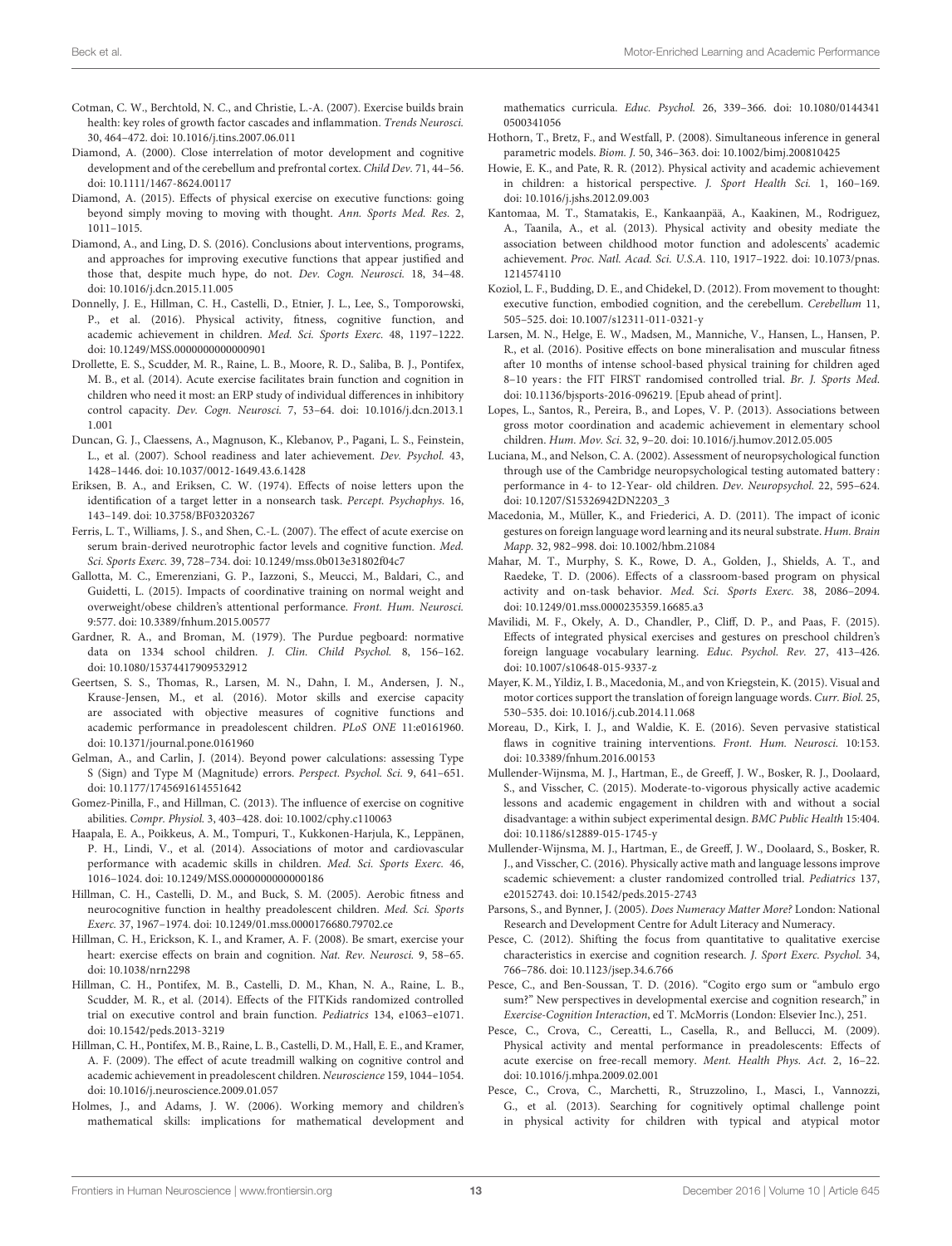Cotman, C. W., Berchtold, N. C., and Christie, L.-A. (2007). Exercise builds brain health: key roles of growth factor cascades and inflammation. *Trends Neurosci.* 30, 464–472. doi: 10.1016/j.tins.2007.06.011

Diamond, A. (2000). Close interrelation of motor development and cognitive development and of the cerebellum and prefrontal cortex. *Child Dev.* 71, 44–56. doi: 10.1111/1467-8624.00117

Diamond, A. (2015). Effects of physical exercise on executive functions: going beyond simply moving to moving with thought. *Ann. Sports Med. Res.* 2, 1011–1015.

Diamond, A., and Ling, D. S. (2016). Conclusions about interventions, programs, and approaches for improving executive functions that appear justified and those that, despite much hype, do not. *Dev. Cogn. Neurosci.* 18, 34–48. doi: 10.1016/j.dcn.2015.11.005

Donnelly, J. E., Hillman, C. H., Castelli, D., Etnier, J. L., Lee, S., Tomporowski, P., et al. (2016). Physical activity, fitness, cognitive function, and academic achievement in children. *Med. Sci. Sports Exerc.* 48, 1197–1222. doi: 10.1249/MSS.0000000000000901

Drollette, E. S., Scudder, M. R., Raine, L. B., Moore, R. D., Saliba, B. J., Pontifex, M. B., et al. (2014). Acute exercise facilitates brain function and cognition in children who need it most: an ERP study of individual differences in inhibitory control capacity. *Dev. Cogn. Neurosci.* 7, 53–64. doi: 10.1016/j.dcn.2013.11.001

Duncan, G. J., Claessens, A., Magnuson, K., Klebanov, P., Pagani, L. S., Feinstein, L., et al. (2007). School readiness and later achievement. *Dev. Psychol.* 43, 1428–1446. doi: 10.1037/0012-1649.43.6.1428

Eriksen, B. A., and Eriksen, C. W. (1974). Effects of noise letters upon the identification of a target letter in a nonsearch task. *Percept. Psychophys.* 16, 143–149. doi: 10.3758/BF03203267

Ferris, L. T., Williams, J. S., and Shen, C.-L. (2007). The effect of acute exercise on serum brain-derived neurotrophic factor levels and cognitive function. *Med. Sci. Sports Exerc.* 39, 728–734. doi: 10.1249/mss.0b013e31802f04c7

Gallotta, M. C., Emerenziani, G. P., Iazzoni, S., Meucci, M., Baldari, C., and Guidetti, L. (2015). Impacts of coordinative training on normal weight and overweight/obese children's attentional performance. *Front. Hum. Neurosci.* 9:577. doi: 10.3389/fnhum.2015.00577

Gardner, R. A., and Broman, M. (1979). The Purdue pegboard: normative data on 1334 school children. *J. Clin. Child Psychol.* 8, 156–162. doi: 10.1080/15374417909532912

Geertsen, S. S., Thomas, R., Larsen, M. N., Dahn, I. M., Andersen, J. N., Krause-Jensen, M., et al. (2016). Motor skills and exercise capacity are associated with objective measures of cognitive functions and academic performance in preadolescent children. *PLoS ONE* 11:e0161960. doi: 10.1371/journal.pone.0161960

Gelman, A., and Carlin, J. (2014). Beyond power calculations: assessing Type S (Sign) and Type M (Magnitude) errors. *Perspect. Psychol. Sci.* 9, 641–651. doi: 10.1177/1745691614551642

Gomez-Pinilla, F., and Hillman, C. (2013). The influence of exercise on cognitive abilities. *Compr. Physiol.* 3, 403–428. doi: 10.1002/cphy.c110063

Haapala, E. A., Poikkeus, A. M., Tompuri, T., Kukkonen-Harjula, K., Leppänen, P. H., Lindi, V., et al. (2014). Associations of motor and cardiovascular performance with academic skills in children. *Med. Sci. Sports Exerc.* 46, 1016–1024. doi: 10.1249/MSS.0000000000000186

Hillman, C. H., Castelli, D. M., and Buck, S. M. (2005). Aerobic fitness and neurocognitive function in healthy preadolescent children. *Med. Sci. Sports Exerc.* 37, 1967–1974. doi: 10.1249/01.mss.0000176680.79702.ce

Hillman, C. H., Erickson, K. I., and Kramer, A. F. (2008). Be smart, exercise your heart: exercise effects on brain and cognition. *Nat. Rev. Neurosci.* 9, 58–65. doi: 10.1038/nrn2298

Hillman, C. H., Pontifex, M. B., Castelli, D. M., Khan, N. A., Raine, L. B., Scudder, M. R., et al. (2014). Effects of the FITKids randomized controlled trial on executive control and brain function. *Pediatrics* 134, e1063–e1071. doi: 10.1542/peds.2013-3219

Hillman, C. H., Pontifex, M. B., Raine, L. B., Castelli, D. M., Hall, E. E., and Kramer, A. F. (2009). The effect of acute treadmill walking on cognitive control and academic achievement in preadolescent children. *Neuroscience* 159, 1044–1054. doi: 10.1016/j.neuroscience.2009.01.057

Holmes, J., and Adams, J. W. (2006). Working memory and children's mathematical skills: implications for mathematical development and mathematics curricula. *Educ. Psychol.* 26, 339–366. doi: 10.1080/01443410500341056

Hothorn, T., Bretz, F., and Westfall, P. (2008). Simultaneous inference in general parametric models. *Biom. J.* 50, 346–363. doi: 10.1002/bimj.200810425

Howie, E. K., and Pate, R. R. (2012). Physical activity and academic achievement in children: a historical perspective. *J. Sport Health Sci.* 1, 160–169. doi: 10.1016/j.jshs.2012.09.003

Kantomaa, M. T., Stamatakis, E., Kankaanpää, A., Kaakinen, M., Rodriguez, A., Taanila, A., et al. (2013). Physical activity and obesity mediate the association between childhood motor function and adolescents' academic achievement. *Proc. Natl. Acad. Sci. U.S.A.* 110, 1917–1922. doi: 10.1073/pnas.1214574110

Koziol, L. F., Budding, D. E., and Chidekel, D. (2012). From movement to thought: executive function, embodied cognition, and the cerebellum. *Cerebellum* 11, 505–525. doi: 10.1007/s12311-011-0321-y

Larsen, M. N., Helge, E. W., Madsen, M., Manniche, V., Hansen, L., Hansen, P. R., et al. (2016). Positive effects on bone mineralisation and muscular fitness after 10 months of intense school-based physical training for children aged 8–10 years: the FIT FIRST randomised controlled trial. *Br. J. Sports Med.* doi: 10.1136/bjsports-2016-096219. [Epub ahead of print].

Lopes, L., Santos, R., Pereira, B., and Lopes, V. P. (2013). Associations between gross motor coordination and academic achievement in elementary school children. *Hum. Mov. Sci.* 32, 9–20. doi: 10.1016/j.humov.2012.05.005

Luciana, M., and Nelson, C. A. (2002). Assessment of neuropsychological function through use of the Cambridge neuropsychological testing automated battery: performance in 4- to 12-Year- old children. *Dev. Neuropsychol.* 22, 595–624. doi: 10.1207/S15326942DN2203_3

Macedonia, M., Müller, K., and Friederici, A. D. (2011). The impact of iconic gestures on foreign language word learning and its neural substrate. *Hum. Brain Mapp.* 32, 982–998. doi: 10.1002/hbm.21084

Mahar, M. T., Murphy, S. K., Rowe, D. A., Golden, J., Shields, A. T., and Raedeke, T. D. (2006). Effects of a classroom-based program on physical activity and on-task behavior. *Med. Sci. Sports Exerc.* 38, 2086–2094. doi: 10.1249/01.mss.0000235359.16685.a3

Mavilidi, M. F., Okely, A. D., Chandler, P., Cliff, D. P., and Paas, F. (2015). Effects of integrated physical exercises and gestures on preschool children's foreign language vocabulary learning. *Educ. Psychol. Rev.* 27, 413–426. doi: 10.1007/s10648-015-9337-z

Mayer, K. M., Yildiz, I. B., Macedonia, M., and von Kriegstein, K. (2015). Visual and motor cortices support the translation of foreign language words. *Curr. Biol.* 25, 530–535. doi: 10.1016/j.cub.2014.11.068

Moreau, D., Kirk, I. J., and Waldie, K. E. (2016). Seven pervasive statistical flaws in cognitive training interventions. *Front. Hum. Neurosci.* 10:153. doi: 10.3389/fnhum.2016.00153

Mullender-Wijnsma, M. J., Hartman, E., de Greeff, J. W., Bosker, R. J., Doolaard, S., and Visscher, C. (2015). Moderate-to-vigorous physically active academic lessons and academic engagement in children with and without a social disadvantage: a within subject experimental design. *BMC Public Health* 15:404. doi: 10.1186/s12889-015-1745-y

Mullender-Wijnsma, M. J., Hartman, E., de Greeff, J. W., Doolaard, S., Bosker, R. J., and Visscher, C. (2016). Physically active math and language lessons improve academic achievement: a cluster randomized controlled trial. *Pediatrics* 137, e20152743. doi: 10.1542/peds.2015-2743

Parsons, S., and Bynner, J. (2005). *Does Numeracy Matter More?* London: National Research and Development Centre for Adult Literacy and Numeracy.

Pesce, C. (2012). Shifting the focus from quantitative to qualitative exercise characteristics in exercise and cognition research. *J. Sport Exerc. Psychol.* 34, 766–786. doi: 10.1123/jsep.34.6.766

Pesce, C., and Ben-Soussan, T. D. (2016). "Cogito ergo sum or "ambulo ergo sum?" New perspectives in developmental exercise and cognition research," in *Exercise-Cognition Interaction*, ed T. McMorris (London: Elsevier Inc.), 251.

Pesce, C., Crova, C., Cereatti, L., Casella, R., and Bellucci, M. (2009). Physical activity and mental performance in preadolescents: Effects of acute exercise on free-recall memory. *Ment. Health Phys. Act.* 2, 16–22. doi: 10.1016/j.mhpa.2009.02.001

Pesce, C., Crova, C., Marchetti, R., Struzzolino, I., Masci, I., Vannozzi, G., et al. (2013). Searching for cognitively optimal challenge point in physical activity for children with typical and atypical motor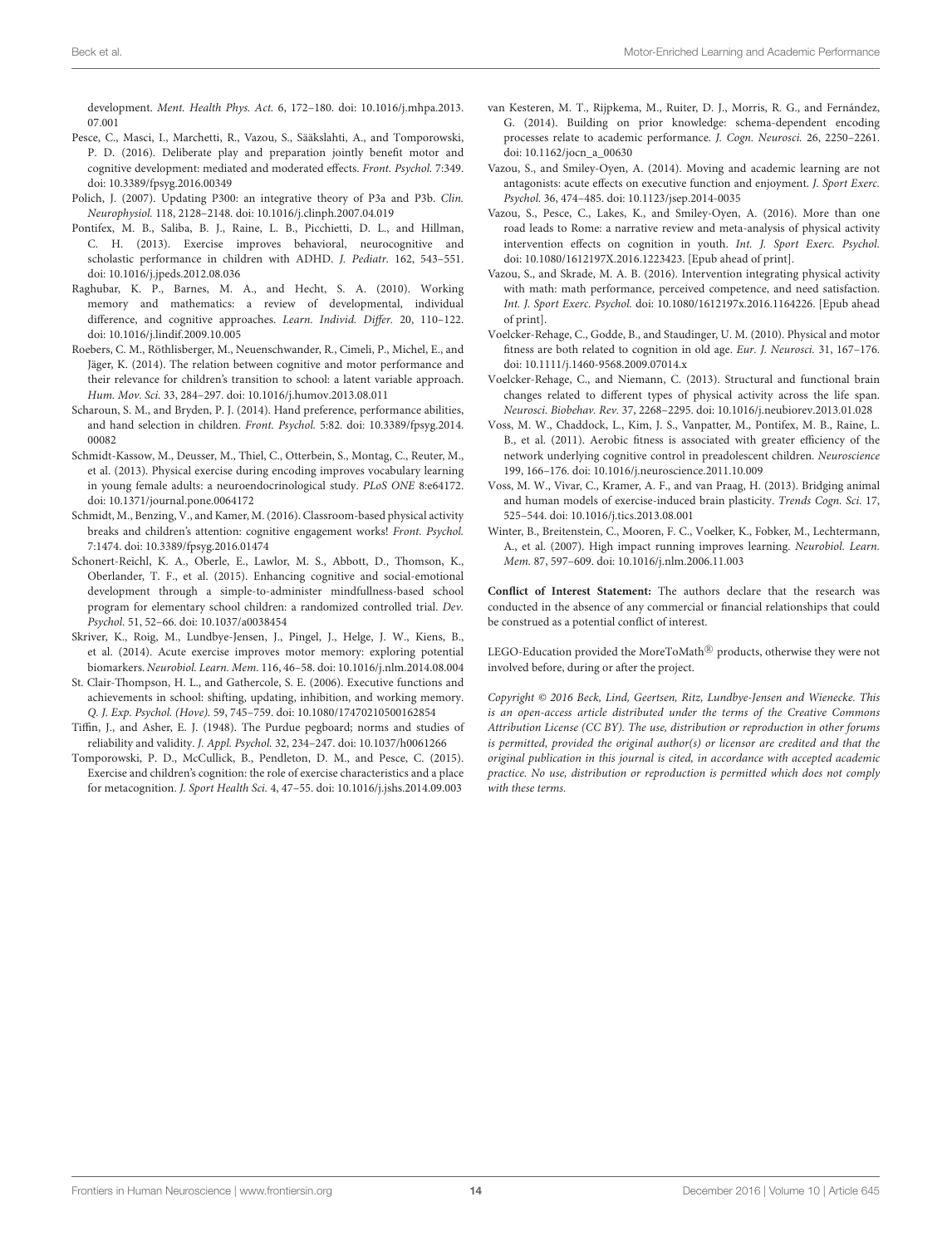development. *Ment. Health Phys. Act.* 6, 172–180. doi: 10.1016/j.mhpa.2013.07.001

Pesce, C., Masci, I., Marchetti, R., Vazou, S., Sääkslahti, A., and Tomporowski, P. D. (2016). Deliberate play and preparation jointly benefit motor and cognitive development: mediated and moderated effects. *Front. Psychol.* 7:349. doi: 10.3389/fpsyg.2016.00349

Polich, J. (2007). Updating P300: an integrative theory of P3a and P3b. *Clin. Neurophysiol.* 118, 2128–2148. doi: 10.1016/j.clinph.2007.04.019

Pontifex, M. B., Saliba, B. J., Raine, L. B., Picchietti, D. L., and Hillman, C. H. (2013). Exercise improves behavioral, neurocognitive and scholastic performance in children with ADHD. *J. Pediatr.* 162, 543–551. doi: 10.1016/j.jpeds.2012.08.036

Raghubar, K. P., Barnes, M. A., and Hecht, S. A. (2010). Working memory and mathematics: a review of developmental, individual difference, and cognitive approaches. *Learn. Individ. Differ.* 20, 110–122. doi: 10.1016/j.lindif.2009.10.005

Roebers, C. M., Röthlisberger, M., Neuenschwander, R., Cimeli, P., Michel, E., and Jäger, K. (2014). The relation between cognitive and motor performance and their relevance for children's transition to school: a latent variable approach. *Hum. Mov. Sci.* 33, 284–297. doi: 10.1016/j.humov.2013.08.011

Scharoun, S. M., and Bryden, P. J. (2014). Hand preference, performance abilities, and hand selection in children. *Front. Psychol.* 5:82. doi: 10.3389/fpsyg.2014.00082

Schmidt-Kassow, M., Deusser, M., Thiel, C., Otterbein, S., Montag, C., Reuter, M., et al. (2013). Physical exercise during encoding improves vocabulary learning in young female adults: a neuroendocrinological study. *PLoS ONE* 8:e64172. doi: 10.1371/journal.pone.0064172

Schmidt, M., Benzing, V., and Kamer, M. (2016). Classroom-based physical activity breaks and children's attention: cognitive engagement works! *Front. Psychol.* 7:1474. doi: 10.3389/fpsyg.2016.01474

Schonert-Reichl, K. A., Oberle, E., Lawlor, M. S., Abbott, D., Thomson, K., Oberlander, T. F., et al. (2015). Enhancing cognitive and social-emotional development through a simple-to-administer mindfullness-based school program for elementary school children: a randomized controlled trial. *Dev. Psychol.* 51, 52–66. doi: 10.1037/a0038454

Skriver, K., Roig, M., Lundbye-Jensen, J., Pingel, J., Helge, J. W., Kiens, B., et al. (2014). Acute exercise improves motor memory: exploring potential biomarkers. *Neurobiol. Learn. Mem.* 116, 46–58. doi: 10.1016/j.nlm.2014.08.004

St. Clair-Thompson, H. L., and Gathercole, S. E. (2006). Executive functions and achievements in school: shifting, updating, inhibition, and working memory. *Q. J. Exp. Psychol. (Hove).* 59, 745–759. doi: 10.1080/17470210500162854

Tiffin, J., and Asher, E. J. (1948). The Purdue pegboard; norms and studies of reliability and validity. *J. Appl. Psychol.* 32, 234–247. doi: 10.1037/h0061266

Tomporowski, P. D., McCullick, B., Pendleton, D. M., and Pesce, C. (2015). Exercise and children's cognition: the role of exercise characteristics and a place for metacognition. *J. Sport Health Sci.* 4, 47–55. doi: 10.1016/j.jshs.2014.09.003

van Kesteren, M. T., Rijpkema, M., Ruiter, D. J., Morris, R. G., and Fernández, G. (2014). Building on prior knowledge: schema-dependent encoding processes relate to academic performance. *J. Cogn. Neurosci.* 26, 2250–2261. doi: 10.1162/jocn_a_00630

Vazou, S., and Smiley-Oyen, A. (2014). Moving and academic learning are not antagonists: acute effects on executive function and enjoyment. *J. Sport Exerc. Psychol.* 36, 474–485. doi: 10.1123/jsep.2014-0035

Vazou, S., Pesce, C., Lakes, K., and Smiley-Oyen, A. (2016). More than one road leads to Rome: a narrative review and meta-analysis of physical activity intervention effects on cognition in youth. *Int. J. Sport Exerc. Psychol.* doi: 10.1080/1612197X.2016.1223423. [Epub ahead of print].

Vazou, S., and Skrade, M. A. B. (2016). Intervention integrating physical activity with math: math performance, perceived competence, and need satisfaction. *Int. J. Sport Exerc. Psychol.* doi: 10.1080/1612197x.2016.1164226. [Epub ahead of print].

Voelcker-Rehage, C., Godde, B., and Staudinger, U. M. (2010). Physical and motor fitness are both related to cognition in old age. *Eur. J. Neurosci.* 31, 167–176. doi: 10.1111/j.1460-9568.2009.07014.x

Voelcker-Rehage, C., and Niemann, C. (2013). Structural and functional brain changes related to different types of physical activity across the life span. *Neurosci. Biobehav. Rev.* 37, 2268–2295. doi: 10.1016/j.neubiorev.2013.01.028

Voss, M. W., Chaddock, L., Kim, J. S., Vanpatter, M., Pontifex, M. B., Raine, L. B., et al. (2011). Aerobic fitness is associated with greater efficiency of the network underlying cognitive control in preadolescent children. *Neuroscience* 199, 166–176. doi: 10.1016/j.neuroscience.2011.10.009

Voss, M. W., Vivar, C., Kramer, A. F., and van Praag, H. (2013). Bridging animal and human models of exercise-induced brain plasticity. *Trends Cogn. Sci.* 17, 525–544. doi: 10.1016/j.tics.2013.08.001

Winter, B., Breitenstein, C., Mooren, F. C., Voelker, K., Fobker, M., Lechtermann, A., et al. (2007). High impact running improves learning. *Neurobiol. Learn. Mem.* 87, 597–609. doi: 10.1016/j.nlm.2006.11.003

**Conflict of Interest Statement:** The authors declare that the research was conducted in the absence of any commercial or financial relationships that could be construed as a potential conflict of interest.

LEGO-Education provided the MoreToMath® products, otherwise they were not involved before, during or after the project.

*Copyright © 2016 Beck, Lind, Geertsen, Ritz, Lundbye-Jensen and Wienecke. This is an open-access article distributed under the terms of the Creative Commons Attribution License (CC BY). The use, distribution or reproduction in other forums is permitted, provided the original author(s) or licensor are credited and that the original publication in this journal is cited, in accordance with accepted academic practice. No use, distribution or reproduction is permitted which does not comply with these terms.*